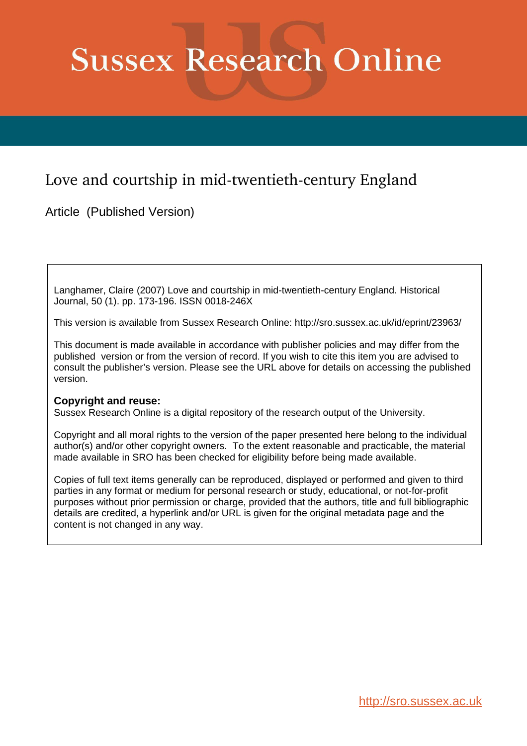# Sussex Research Online

## Love and courtship in mid-twentieth-century England

Article (Published Version)

Langhamer, Claire (2007) Love and courtship in mid-twentieth-century England. Historical Journal, 50 (1). pp. 173-196. ISSN 0018-246X

This version is available from Sussex Research Online: http://sro.sussex.ac.uk/id/eprint/23963/

This document is made available in accordance with publisher policies and may differ from the published version or from the version of record. If you wish to cite this item you are advised to consult the publisher's version. Please see the URL above for details on accessing the published version.

**Copyright and reuse:**
Sussex Research Online is a digital repository of the research output of the University.

Copyright and all moral rights to the version of the paper presented here belong to the individual author(s) and/or other copyright owners. To the extent reasonable and practicable, the material made available in SRO has been checked for eligibility before being made available.

Copies of full text items generally can be reproduced, displayed or performed and given to third parties in any format or medium for personal research or study, educational, or not-for-profit purposes without prior permission or charge, provided that the authors, title and full bibliographic details are credited, a hyperlink and/or URL is given for the original metadata page and the content is not changed in any way.

http://sro.sussex.ac.uk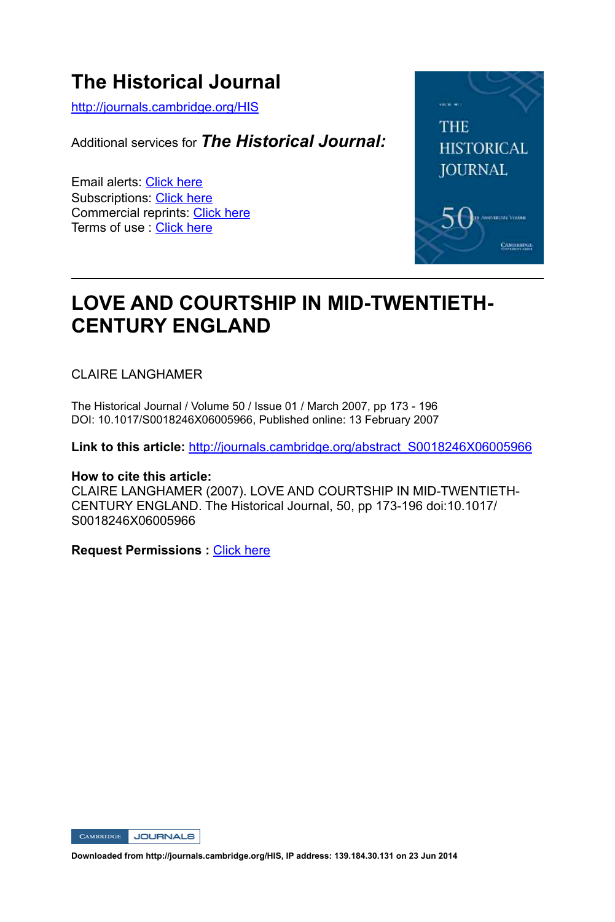# The Historical Journal

http://journals.cambridge.org/HIS

Additional services for ***The Historical Journal:***

Email alerts: Click here
Subscriptions: Click here
Commercial reprints: Click here
Terms of use : Click here

## LOVE AND COURTSHIP IN MID-TWENTIETH-CENTURY ENGLAND

CLAIRE LANGHAMER

The Historical Journal / Volume 50 / Issue 01 / March 2007, pp 173 - 196
DOI: 10.1017/S0018246X06005966, Published online: 13 February 2007

**Link to this article:** http://journals.cambridge.org/abstract_S0018246X06005966

**How to cite this article:**
CLAIRE LANGHAMER (2007). LOVE AND COURTSHIP IN MID-TWENTIETH-CENTURY ENGLAND. The Historical Journal, 50, pp 173-196 doi:10.1017/S0018246X06005966

**Request Permissions :** Click here

**Downloaded from http://journals.cambridge.org/HIS, IP address: 139.184.30.131 on 23 Jun 2014**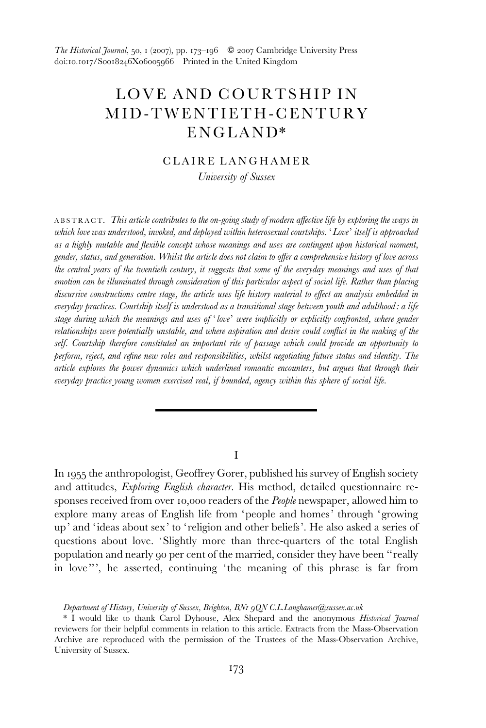# LOVE AND COURTSHIP IN MID-TWENTIETH-CENTURY ENGLAND*

CLAIRE LANGHAMER

*University of Sussex*

ABSTRACT. *This article contributes to the on-going study of modern affective life by exploring the ways in which love was understood, invoked, and deployed within heterosexual courtships. 'Love' itself is approached as a highly mutable and flexible concept whose meanings and uses are contingent upon historical moment, gender, status, and generation. Whilst the article does not claim to offer a comprehensive history of love across the central years of the twentieth century, it suggests that some of the everyday meanings and uses of that emotion can be illuminated through consideration of this particular aspect of social life. Rather than placing discursive constructions centre stage, the article uses life history material to effect an analysis embedded in everyday practices. Courtship itself is understood as a transitional stage between youth and adulthood: a life stage during which the meanings and uses of 'love' were implicitly or explicitly confronted, where gender relationships were potentially unstable, and where aspiration and desire could conflict in the making of the self. Courtship therefore constituted an important rite of passage which could provide an opportunity to perform, reject, and refine new roles and responsibilities, whilst negotiating future status and identity. The article explores the power dynamics which underlined romantic encounters, but argues that through their everyday practice young women exercised real, if bounded, agency within this sphere of social life.*

## I

In 1955 the anthropologist, Geoffrey Gorer, published his survey of English society and attitudes, *Exploring English character*. His method, detailed questionnaire responses received from over 10,000 readers of the *People* newspaper, allowed him to explore many areas of English life from 'people and homes' through 'growing up' and 'ideas about sex' to 'religion and other beliefs'. He also asked a series of questions about love. 'Slightly more than three-quarters of the total English population and nearly 90 per cent of the married, consider they have been "really in love"', he asserted, continuing 'the meaning of this phrase is far from

*Department of History, University of Sussex, Brighton, BN1 9QN C.L.Langhamer@sussex.ac.uk*

\* I would like to thank Carol Dyhouse, Alex Shepard and the anonymous *Historical Journal* reviewers for their helpful comments in relation to this article. Extracts from the Mass-Observation Archive are reproduced with the permission of the Trustees of the Mass-Observation Archive, University of Sussex.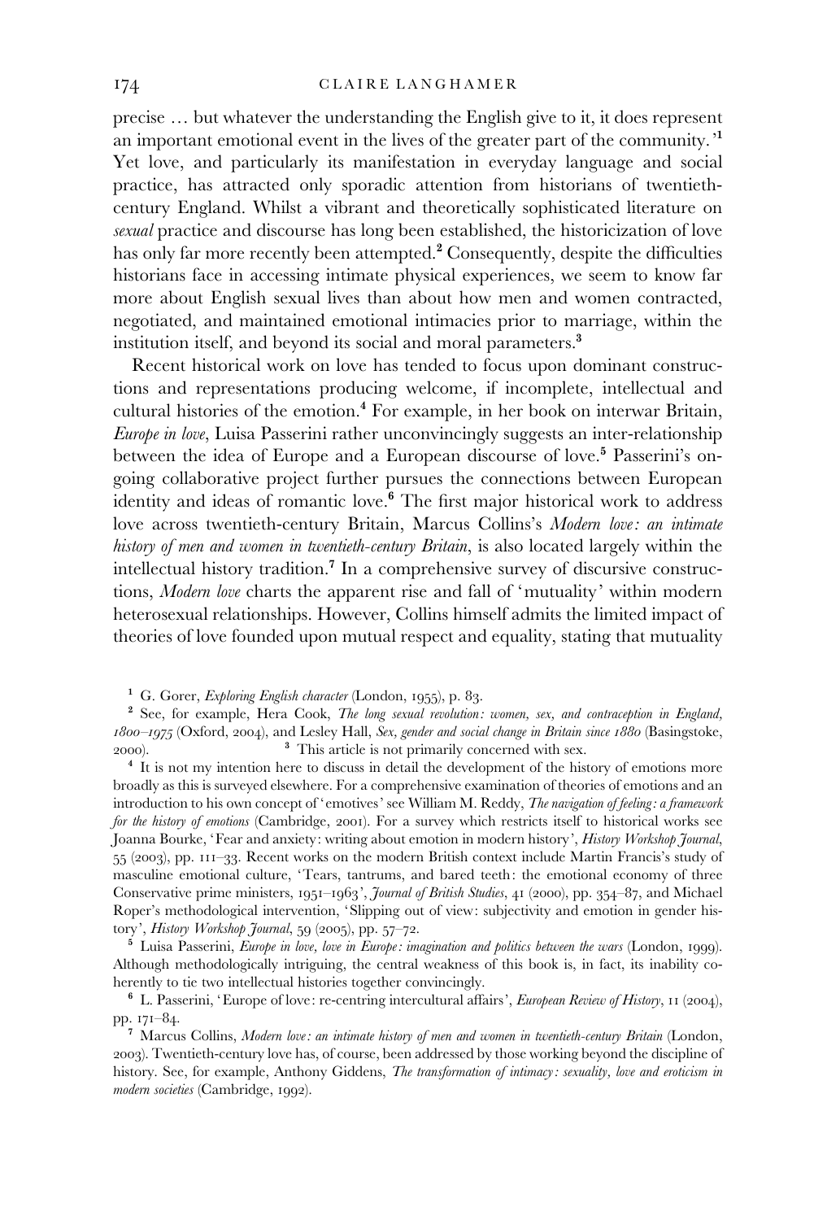precise … but whatever the understanding the English give to it, it does represent an important emotional event in the lives of the greater part of the community.'[1] Yet love, and particularly its manifestation in everyday language and social practice, has attracted only sporadic attention from historians of twentieth-century England. Whilst a vibrant and theoretically sophisticated literature on *sexual* practice and discourse has long been established, the historicization of love has only far more recently been attempted.[2] Consequently, despite the difficulties historians face in accessing intimate physical experiences, we seem to know far more about English sexual lives than about how men and women contracted, negotiated, and maintained emotional intimacies prior to marriage, within the institution itself, and beyond its social and moral parameters.[3]

Recent historical work on love has tended to focus upon dominant constructions and representations producing welcome, if incomplete, intellectual and cultural histories of the emotion.[4] For example, in her book on interwar Britain, *Europe in love*, Luisa Passerini rather unconvincingly suggests an inter-relationship between the idea of Europe and a European discourse of love.[5] Passerini's ongoing collaborative project further pursues the connections between European identity and ideas of romantic love.[6] The first major historical work to address love across twentieth-century Britain, Marcus Collins's *Modern love: an intimate history of men and women in twentieth-century Britain*, is also located largely within the intellectual history tradition.[7] In a comprehensive survey of discursive constructions, *Modern love* charts the apparent rise and fall of 'mutuality' within modern heterosexual relationships. However, Collins himself admits the limited impact of theories of love founded upon mutual respect and equality, stating that mutuality

[1] G. Gorer, *Exploring English character* (London, 1955), p. 83.

[2] See, for example, Hera Cook, *The long sexual revolution: women, sex, and contraception in England, 1800–1975* (Oxford, 2004), and Lesley Hall, *Sex, gender and social change in Britain since 1880* (Basingstoke, 2000).

[3] This article is not primarily concerned with sex.

[4] It is not my intention here to discuss in detail the development of the history of emotions more broadly as this is surveyed elsewhere. For a comprehensive examination of theories of emotions and an introduction to his own concept of 'emotives' see William M. Reddy, *The navigation of feeling: a framework for the history of emotions* (Cambridge, 2001). For a survey which restricts itself to historical works see Joanna Bourke, 'Fear and anxiety: writing about emotion in modern history', *History Workshop Journal*, 55 (2003), pp. 111–33. Recent works on the modern British context include Martin Francis's study of masculine emotional culture, 'Tears, tantrums, and bared teeth: the emotional economy of three Conservative prime ministers, 1951–1963', *Journal of British Studies*, 41 (2000), pp. 354–87, and Michael Roper's methodological intervention, 'Slipping out of view: subjectivity and emotion in gender history', *History Workshop Journal*, 59 (2005), pp. 57–72.

[5] Luisa Passerini, *Europe in love, love in Europe: imagination and politics between the wars* (London, 1999). Although methodologically intriguing, the central weakness of this book is, in fact, its inability coherently to tie two intellectual histories together convincingly.

[6] L. Passerini, 'Europe of love: re-centring intercultural affairs', *European Review of History*, 11 (2004), pp. 171–84.

[7] Marcus Collins, *Modern love: an intimate history of men and women in twentieth-century Britain* (London, 2003). Twentieth-century love has, of course, been addressed by those working beyond the discipline of history. See, for example, Anthony Giddens, *The transformation of intimacy: sexuality, love and eroticism in modern societies* (Cambridge, 1992).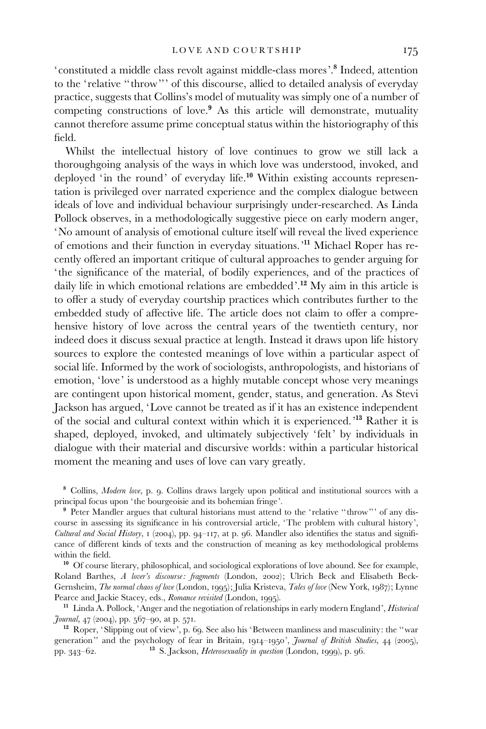'constituted a middle class revolt against middle-class mores'.[8] Indeed, attention to the 'relative "throw"' of this discourse, allied to detailed analysis of everyday practice, suggests that Collins's model of mutuality was simply one of a number of competing constructions of love.[9] As this article will demonstrate, mutuality cannot therefore assume prime conceptual status within the historiography of this field.

Whilst the intellectual history of love continues to grow we still lack a thoroughgoing analysis of the ways in which love was understood, invoked, and deployed 'in the round' of everyday life.[10] Within existing accounts representation is privileged over narrated experience and the complex dialogue between ideals of love and individual behaviour surprisingly under-researched. As Linda Pollock observes, in a methodologically suggestive piece on early modern anger, 'No amount of analysis of emotional culture itself will reveal the lived experience of emotions and their function in everyday situations.'[11] Michael Roper has recently offered an important critique of cultural approaches to gender arguing for 'the significance of the material, of bodily experiences, and of the practices of daily life in which emotional relations are embedded'.[12] My aim in this article is to offer a study of everyday courtship practices which contributes further to the embedded study of affective life. The article does not claim to offer a comprehensive history of love across the central years of the twentieth century, nor indeed does it discuss sexual practice at length. Instead it draws upon life history sources to explore the contested meanings of love within a particular aspect of social life. Informed by the work of sociologists, anthropologists, and historians of emotion, 'love' is understood as a highly mutable concept whose very meanings are contingent upon historical moment, gender, status, and generation. As Stevi Jackson has argued, 'Love cannot be treated as if it has an existence independent of the social and cultural context within which it is experienced.'[13] Rather it is shaped, deployed, invoked, and ultimately subjectively 'felt' by individuals in dialogue with their material and discursive worlds: within a particular historical moment the meaning and uses of love can vary greatly.

[8] Collins, *Modern love*, p. 9. Collins draws largely upon political and institutional sources with a principal focus upon 'the bourgeoisie and its bohemian fringe'.

[9] Peter Mandler argues that cultural historians must attend to the 'relative "throw"' of any discourse in assessing its significance in his controversial article, 'The problem with cultural history', *Cultural and Social History*, 1 (2004), pp. 94–117, at p. 96. Mandler also identifies the status and significance of different kinds of texts and the construction of meaning as key methodological problems within the field.

[10] Of course literary, philosophical, and sociological explorations of love abound. See for example, Roland Barthes, *A lover's discourse: fragments* (London, 2002); Ulrich Beck and Elisabeth Beck-Gernsheim, *The normal chaos of love* (London, 1995); Julia Kristeva, *Tales of love* (New York, 1987); Lynne Pearce and Jackie Stacey, eds., *Romance revisited* (London, 1995).

[11] Linda A. Pollock, 'Anger and the negotiation of relationships in early modern England', *Historical Journal*, 47 (2004), pp. 567–90, at p. 571.

[12] Roper, 'Slipping out of view', p. 69. See also his 'Between manliness and masculinity: the "war generation" and the psychology of fear in Britain, 1914–1950', *Journal of British Studies*, 44 (2005), pp. 343–62.

[13] S. Jackson, *Heterosexuality in question* (London, 1999), p. 96.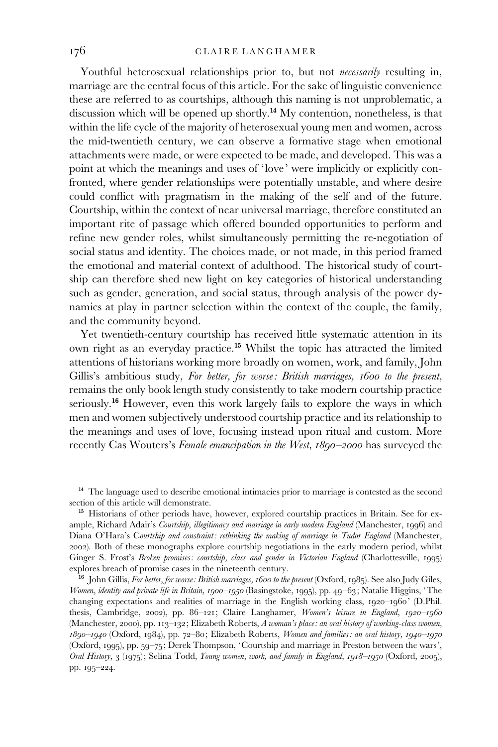Youthful heterosexual relationships prior to, but not *necessarily* resulting in, marriage are the central focus of this article. For the sake of linguistic convenience these are referred to as courtships, although this naming is not unproblematic, a discussion which will be opened up shortly.[14] My contention, nonetheless, is that within the life cycle of the majority of heterosexual young men and women, across the mid-twentieth century, we can observe a formative stage when emotional attachments were made, or were expected to be made, and developed. This was a point at which the meanings and uses of 'love' were implicitly or explicitly confronted, where gender relationships were potentially unstable, and where desire could conflict with pragmatism in the making of the self and of the future. Courtship, within the context of near universal marriage, therefore constituted an important rite of passage which offered bounded opportunities to perform and refine new gender roles, whilst simultaneously permitting the re-negotiation of social status and identity. The choices made, or not made, in this period framed the emotional and material context of adulthood. The historical study of courtship can therefore shed new light on key categories of historical understanding such as gender, generation, and social status, through analysis of the power dynamics at play in partner selection within the context of the couple, the family, and the community beyond.

Yet twentieth-century courtship has received little systematic attention in its own right as an everyday practice.[15] Whilst the topic has attracted the limited attentions of historians working more broadly on women, work, and family, John Gillis's ambitious study, *For better, for worse: British marriages, 1600 to the present*, remains the only book length study consistently to take modern courtship practice seriously.[16] However, even this work largely fails to explore the ways in which men and women subjectively understood courtship practice and its relationship to the meanings and uses of love, focusing instead upon ritual and custom. More recently Cas Wouters's *Female emancipation in the West, 1890–2000* has surveyed the

[14] The language used to describe emotional intimacies prior to marriage is contested as the second section of this article will demonstrate.

[15] Historians of other periods have, however, explored courtship practices in Britain. See for example, Richard Adair's *Courtship, illegitimacy and marriage in early modern England* (Manchester, 1996) and Diana O'Hara's *Courtship and constraint: rethinking the making of marriage in Tudor England* (Manchester, 2002). Both of these monographs explore courtship negotiations in the early modern period, whilst Ginger S. Frost's *Broken promises: courtship, class and gender in Victorian England* (Charlottesville, 1995) explores breach of promise cases in the nineteenth century.

[16] John Gillis, *For better, for worse: British marriages, 1600 to the present* (Oxford, 1985). See also Judy Giles, *Women, identity and private life in Britain, 1900–1950* (Basingstoke, 1995), pp. 49–63; Natalie Higgins, 'The changing expectations and realities of marriage in the English working class, 1920–1960' (D.Phil. thesis, Cambridge, 2002), pp. 86–121; Claire Langhamer, *Women's leisure in England, 1920–1960* (Manchester, 2000), pp. 113–132; Elizabeth Roberts, *A woman's place: an oral history of working-class women, 1890–1940* (Oxford, 1984), pp. 72–80; Elizabeth Roberts, *Women and families: an oral history, 1940–1970* (Oxford, 1995), pp. 59–75; Derek Thompson, 'Courtship and marriage in Preston between the wars', *Oral History*, 3 (1975); Selina Todd, *Young women, work, and family in England, 1918–1950* (Oxford, 2005), pp. 195–224.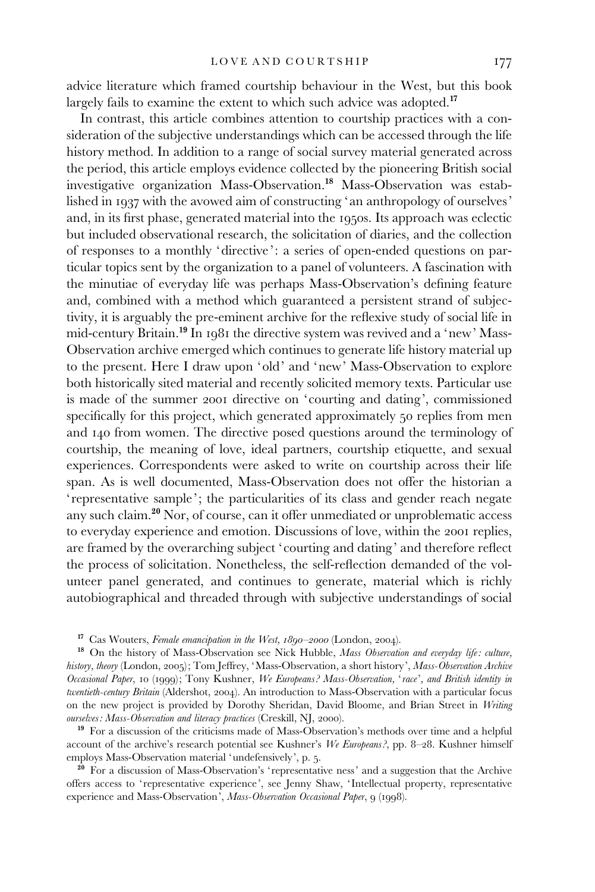advice literature which framed courtship behaviour in the West, but this book largely fails to examine the extent to which such advice was adopted.[17]

In contrast, this article combines attention to courtship practices with a consideration of the subjective understandings which can be accessed through the life history method. In addition to a range of social survey material generated across the period, this article employs evidence collected by the pioneering British social investigative organization Mass-Observation.[18] Mass-Observation was established in 1937 with the avowed aim of constructing 'an anthropology of ourselves' and, in its first phase, generated material into the 1950s. Its approach was eclectic but included observational research, the solicitation of diaries, and the collection of responses to a monthly 'directive': a series of open-ended questions on particular topics sent by the organization to a panel of volunteers. A fascination with the minutiae of everyday life was perhaps Mass-Observation's defining feature and, combined with a method which guaranteed a persistent strand of subjectivity, it is arguably the pre-eminent archive for the reflexive study of social life in mid-century Britain.[19] In 1981 the directive system was revived and a 'new' Mass-Observation archive emerged which continues to generate life history material up to the present. Here I draw upon 'old' and 'new' Mass-Observation to explore both historically sited material and recently solicited memory texts. Particular use is made of the summer 2001 directive on 'courting and dating', commissioned specifically for this project, which generated approximately 50 replies from men and 140 from women. The directive posed questions around the terminology of courtship, the meaning of love, ideal partners, courtship etiquette, and sexual experiences. Correspondents were asked to write on courtship across their life span. As is well documented, Mass-Observation does not offer the historian a 'representative sample'; the particularities of its class and gender reach negate any such claim.[20] Nor, of course, can it offer unmediated or unproblematic access to everyday experience and emotion. Discussions of love, within the 2001 replies, are framed by the overarching subject 'courting and dating' and therefore reflect the process of solicitation. Nonetheless, the self-reflection demanded of the volunteer panel generated, and continues to generate, material which is richly autobiographical and threaded through with subjective understandings of social

---

[17] Cas Wouters, *Female emancipation in the West, 1890–2000* (London, 2004).

[18] On the history of Mass-Observation see Nick Hubble, *Mass Observation and everyday life: culture, history, theory* (London, 2005); Tom Jeffrey, 'Mass-Observation, a short history', *Mass-Observation Archive Occasional Paper*, 10 (1999); Tony Kushner, *We Europeans? Mass-Observation, 'race', and British identity in twentieth-century Britain* (Aldershot, 2004). An introduction to Mass-Observation with a particular focus on the new project is provided by Dorothy Sheridan, David Bloome, and Brian Street in *Writing ourselves: Mass-Observation and literacy practices* (Creskill, NJ, 2000).

[19] For a discussion of the criticisms made of Mass-Observation's methods over time and a helpful account of the archive's research potential see Kushner's *We Europeans?*, pp. 8–28. Kushner himself employs Mass-Observation material 'undefensively', p. 5.

[20] For a discussion of Mass-Observation's 'representative ness' and a suggestion that the Archive offers access to 'representative experience', see Jenny Shaw, 'Intellectual property, representative experience and Mass-Observation', *Mass-Observation Occasional Paper*, 9 (1998).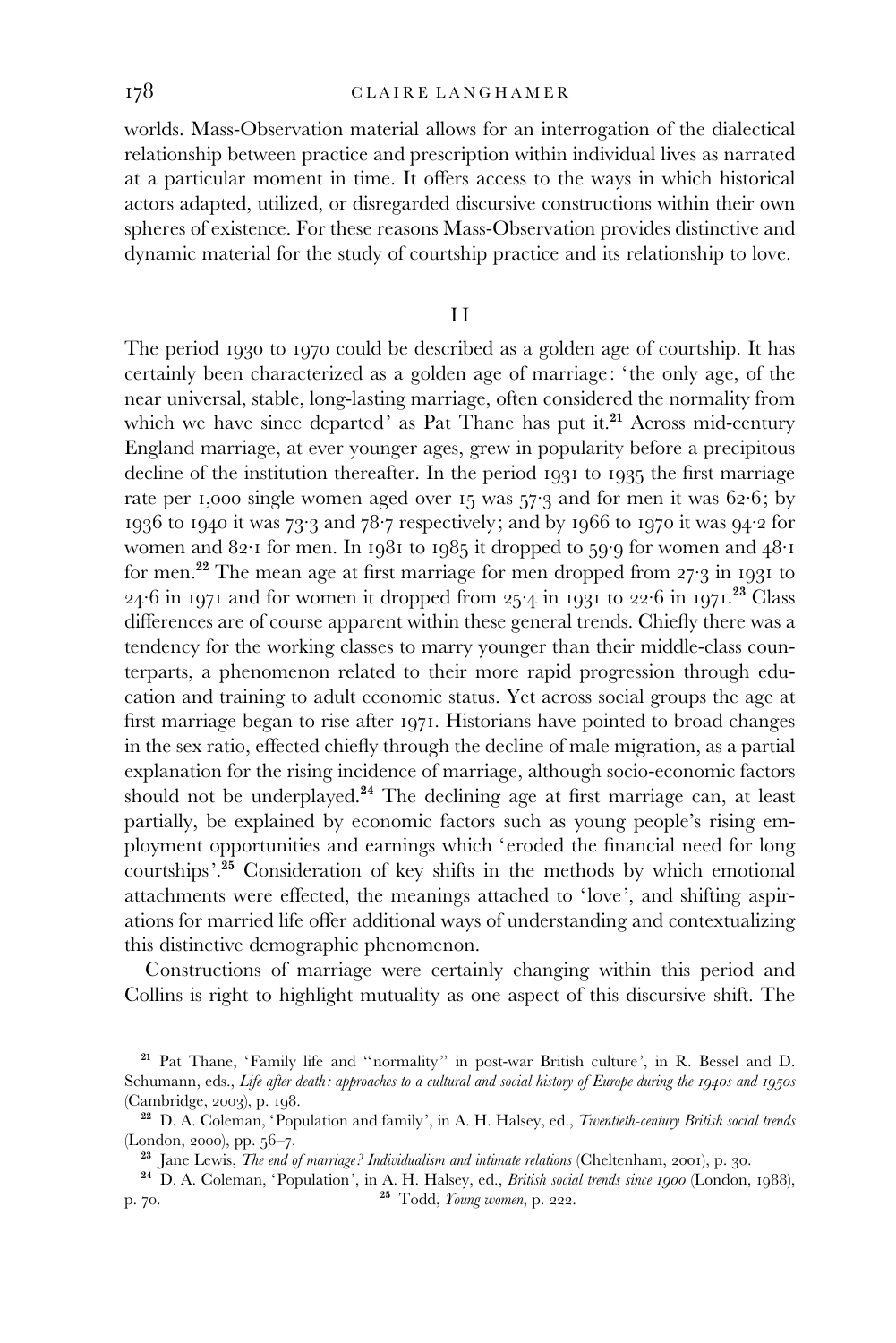worlds. Mass-Observation material allows for an interrogation of the dialectical relationship between practice and prescription within individual lives as narrated at a particular moment in time. It offers access to the ways in which historical actors adapted, utilized, or disregarded discursive constructions within their own spheres of existence. For these reasons Mass-Observation provides distinctive and dynamic material for the study of courtship practice and its relationship to love.

## II

The period 1930 to 1970 could be described as a golden age of courtship. It has certainly been characterized as a golden age of marriage: 'the only age, of the near universal, stable, long-lasting marriage, often considered the normality from which we have since departed' as Pat Thane has put it.[21] Across mid-century England marriage, at ever younger ages, grew in popularity before a precipitous decline of the institution thereafter. In the period 1931 to 1935 the first marriage rate per 1,000 single women aged over 15 was 57·3 and for men it was 62·6; by 1936 to 1940 it was 73·3 and 78·7 respectively; and by 1966 to 1970 it was 94·2 for women and 82·1 for men. In 1981 to 1985 it dropped to 59·9 for women and 48·1 for men.[22] The mean age at first marriage for men dropped from 27·3 in 1931 to 24·6 in 1971 and for women it dropped from 25·4 in 1931 to 22·6 in 1971.[23] Class differences are of course apparent within these general trends. Chiefly there was a tendency for the working classes to marry younger than their middle-class counterparts, a phenomenon related to their more rapid progression through education and training to adult economic status. Yet across social groups the age at first marriage began to rise after 1971. Historians have pointed to broad changes in the sex ratio, effected chiefly through the decline of male migration, as a partial explanation for the rising incidence of marriage, although socio-economic factors should not be underplayed.[24] The declining age at first marriage can, at least partially, be explained by economic factors such as young people's rising employment opportunities and earnings which 'eroded the financial need for long courtships'.[25] Consideration of key shifts in the methods by which emotional attachments were effected, the meanings attached to 'love', and shifting aspirations for married life offer additional ways of understanding and contextualizing this distinctive demographic phenomenon.

Constructions of marriage were certainly changing within this period and Collins is right to highlight mutuality as one aspect of this discursive shift. The

---

[21] Pat Thane, 'Family life and "normality" in post-war British culture', in R. Bessel and D. Schumann, eds., *Life after death: approaches to a cultural and social history of Europe during the 1940s and 1950s* (Cambridge, 2003), p. 198.

[22] D. A. Coleman, 'Population and family', in A. H. Halsey, ed., *Twentieth-century British social trends* (London, 2000), pp. 56–7.

[23] Jane Lewis, *The end of marriage? Individualism and intimate relations* (Cheltenham, 2001), p. 30.

[24] D. A. Coleman, 'Population', in A. H. Halsey, ed., *British social trends since 1900* (London, 1988), p. 70.

[25] Todd, *Young women*, p. 222.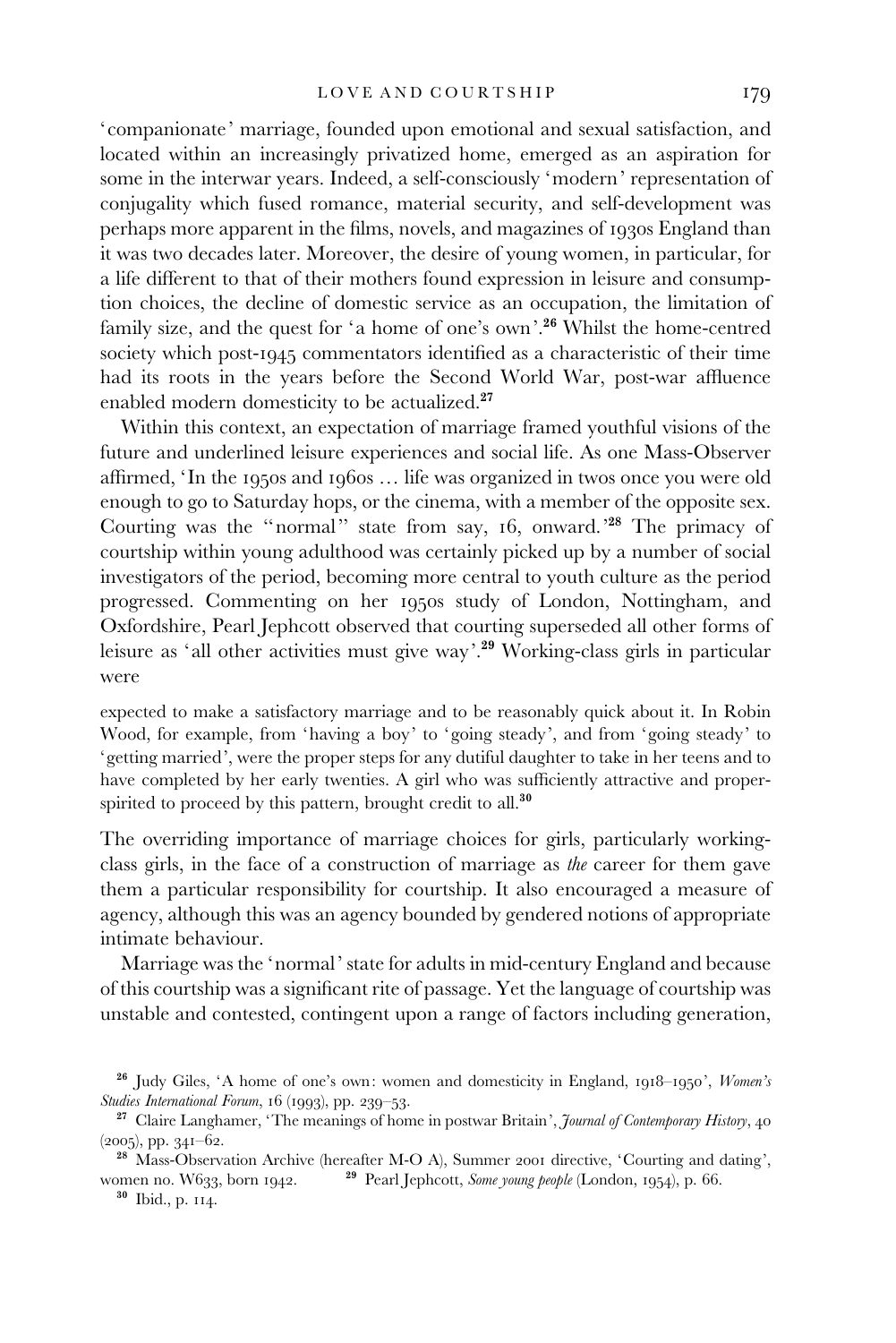'companionate' marriage, founded upon emotional and sexual satisfaction, and located within an increasingly privatized home, emerged as an aspiration for some in the interwar years. Indeed, a self-consciously 'modern' representation of conjugality which fused romance, material security, and self-development was perhaps more apparent in the films, novels, and magazines of 1930s England than it was two decades later. Moreover, the desire of young women, in particular, for a life different to that of their mothers found expression in leisure and consumption choices, the decline of domestic service as an occupation, the limitation of family size, and the quest for 'a home of one's own'.[26] Whilst the home-centred society which post-1945 commentators identified as a characteristic of their time had its roots in the years before the Second World War, post-war affluence enabled modern domesticity to be actualized.[27]

Within this context, an expectation of marriage framed youthful visions of the future and underlined leisure experiences and social life. As one Mass-Observer affirmed, 'In the 1950s and 1960s … life was organized in twos once you were old enough to go to Saturday hops, or the cinema, with a member of the opposite sex. Courting was the "normal" state from say, 16, onward.'[28] The primacy of courtship within young adulthood was certainly picked up by a number of social investigators of the period, becoming more central to youth culture as the period progressed. Commenting on her 1950s study of London, Nottingham, and Oxfordshire, Pearl Jephcott observed that courting superseded all other forms of leisure as 'all other activities must give way'.[29] Working-class girls in particular were

> expected to make a satisfactory marriage and to be reasonably quick about it. In Robin Wood, for example, from 'having a boy' to 'going steady', and from 'going steady' to 'getting married', were the proper steps for any dutiful daughter to take in her teens and to have completed by her early twenties. A girl who was sufficiently attractive and proper-spirited to proceed by this pattern, brought credit to all.[30]

The overriding importance of marriage choices for girls, particularly working-class girls, in the face of a construction of marriage as *the* career for them gave them a particular responsibility for courtship. It also encouraged a measure of agency, although this was an agency bounded by gendered notions of appropriate intimate behaviour.

Marriage was the 'normal' state for adults in mid-century England and because of this courtship was a significant rite of passage. Yet the language of courtship was unstable and contested, contingent upon a range of factors including generation,

---

[26] Judy Giles, 'A home of one's own: women and domesticity in England, 1918–1950', *Women's Studies International Forum*, 16 (1993), pp. 239–53.

[27] Claire Langhamer, 'The meanings of home in postwar Britain', *Journal of Contemporary History*, 40 (2005), pp. 341–62.

[28] Mass-Observation Archive (hereafter M-O A), Summer 2001 directive, 'Courting and dating', women no. W633, born 1942.

[29] Pearl Jephcott, *Some young people* (London, 1954), p. 66.

[30] Ibid., p. 114.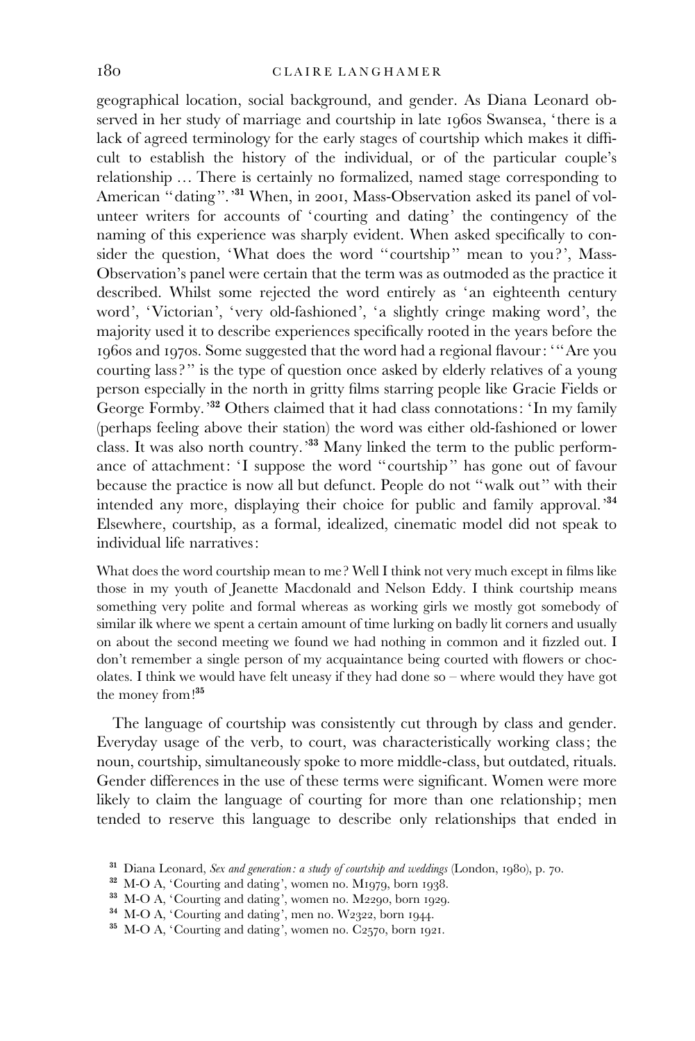geographical location, social background, and gender. As Diana Leonard observed in her study of marriage and courtship in late 1960s Swansea, 'there is a lack of agreed terminology for the early stages of courtship which makes it difficult to establish the history of the individual, or of the particular couple's relationship … There is certainly no formalized, named stage corresponding to American "dating".'[31] When, in 2001, Mass-Observation asked its panel of volunteer writers for accounts of 'courting and dating' the contingency of the naming of this experience was sharply evident. When asked specifically to consider the question, 'What does the word "courtship" mean to you?', Mass-Observation's panel were certain that the term was as outmoded as the practice it described. Whilst some rejected the word entirely as 'an eighteenth century word', 'Victorian', 'very old-fashioned', 'a slightly cringe making word', the majority used it to describe experiences specifically rooted in the years before the 1960s and 1970s. Some suggested that the word had a regional flavour: '"Are you courting lass?" is the type of question once asked by elderly relatives of a young person especially in the north in gritty films starring people like Gracie Fields or George Formby.'[32] Others claimed that it had class connotations: 'In my family (perhaps feeling above their station) the word was either old-fashioned or lower class. It was also north country.'[33] Many linked the term to the public performance of attachment: 'I suppose the word "courtship" has gone out of favour because the practice is now all but defunct. People do not "walk out" with their intended any more, displaying their choice for public and family approval.'[34] Elsewhere, courtship, as a formal, idealized, cinematic model did not speak to individual life narratives:

> What does the word courtship mean to me? Well I think not very much except in films like those in my youth of Jeanette Macdonald and Nelson Eddy. I think courtship means something very polite and formal whereas as working girls we mostly got somebody of similar ilk where we spent a certain amount of time lurking on badly lit corners and usually on about the second meeting we found we had nothing in common and it fizzled out. I don't remember a single person of my acquaintance being courted with flowers or chocolates. I think we would have felt uneasy if they had done so – where would they have got the money from![35]

The language of courtship was consistently cut through by class and gender. Everyday usage of the verb, to court, was characteristically working class; the noun, courtship, simultaneously spoke to more middle-class, but outdated, rituals. Gender differences in the use of these terms were significant. Women were more likely to claim the language of courting for more than one relationship; men tended to reserve this language to describe only relationships that ended in

[31] Diana Leonard, *Sex and generation: a study of courtship and weddings* (London, 1980), p. 70.

[32] M-O A, 'Courting and dating', women no. M1979, born 1938.

[33] M-O A, 'Courting and dating', women no. M2290, born 1929.

[34] M-O A, 'Courting and dating', men no. W2322, born 1944.

[35] M-O A, 'Courting and dating', women no. C2570, born 1921.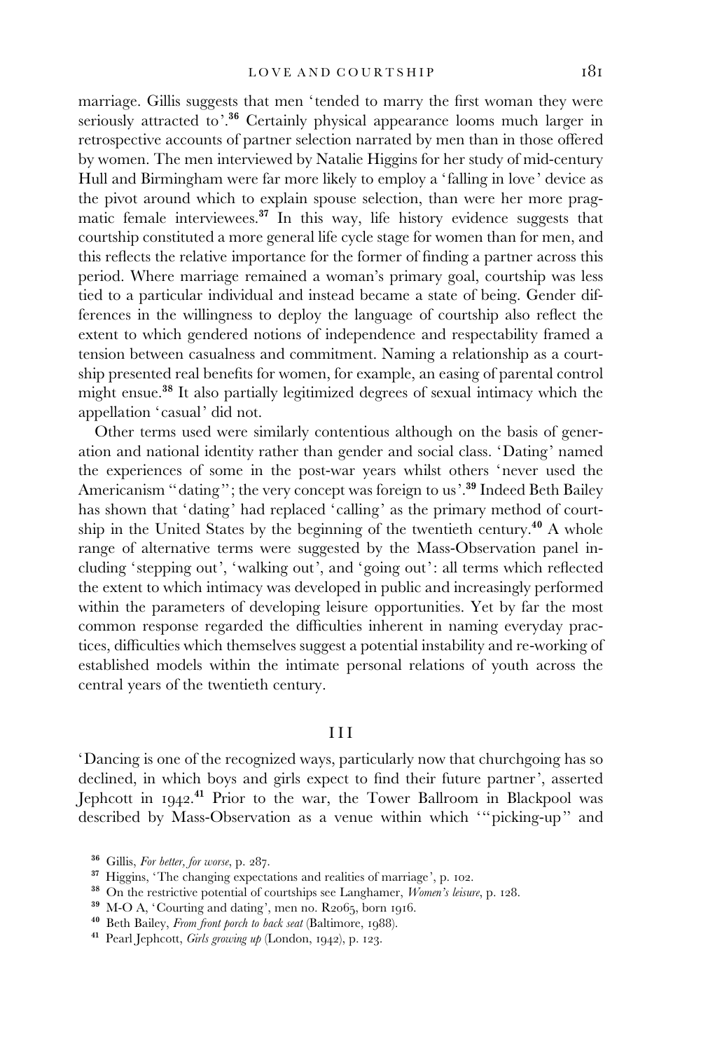marriage. Gillis suggests that men 'tended to marry the first woman they were seriously attracted to'.[36] Certainly physical appearance looms much larger in retrospective accounts of partner selection narrated by men than in those offered by women. The men interviewed by Natalie Higgins for her study of mid-century Hull and Birmingham were far more likely to employ a 'falling in love' device as the pivot around which to explain spouse selection, than were her more pragmatic female interviewees.[37] In this way, life history evidence suggests that courtship constituted a more general life cycle stage for women than for men, and this reflects the relative importance for the former of finding a partner across this period. Where marriage remained a woman's primary goal, courtship was less tied to a particular individual and instead became a state of being. Gender differences in the willingness to deploy the language of courtship also reflect the extent to which gendered notions of independence and respectability framed a tension between casualness and commitment. Naming a relationship as a courtship presented real benefits for women, for example, an easing of parental control might ensue.[38] It also partially legitimized degrees of sexual intimacy which the appellation 'casual' did not.

Other terms used were similarly contentious although on the basis of generation and national identity rather than gender and social class. 'Dating' named the experiences of some in the post-war years whilst others 'never used the Americanism "dating"; the very concept was foreign to us'.[39] Indeed Beth Bailey has shown that 'dating' had replaced 'calling' as the primary method of courtship in the United States by the beginning of the twentieth century.[40] A whole range of alternative terms were suggested by the Mass-Observation panel including 'stepping out', 'walking out', and 'going out': all terms which reflected the extent to which intimacy was developed in public and increasingly performed within the parameters of developing leisure opportunities. Yet by far the most common response regarded the difficulties inherent in naming everyday practices, difficulties which themselves suggest a potential instability and re-working of established models within the intimate personal relations of youth across the central years of the twentieth century.

## III

'Dancing is one of the recognized ways, particularly now that churchgoing has so declined, in which boys and girls expect to find their future partner', asserted Jephcott in 1942.[41] Prior to the war, the Tower Ballroom in Blackpool was described by Mass-Observation as a venue within which '"picking-up" and

[36] Gillis, *For better, for worse*, p. 287.

[37] Higgins, 'The changing expectations and realities of marriage', p. 102.

[38] On the restrictive potential of courtships see Langhamer, *Women's leisure*, p. 128.

[39] M-O A, 'Courting and dating', men no. R2065, born 1916.

[40] Beth Bailey, *From front porch to back seat* (Baltimore, 1988).

[41] Pearl Jephcott, *Girls growing up* (London, 1942), p. 123.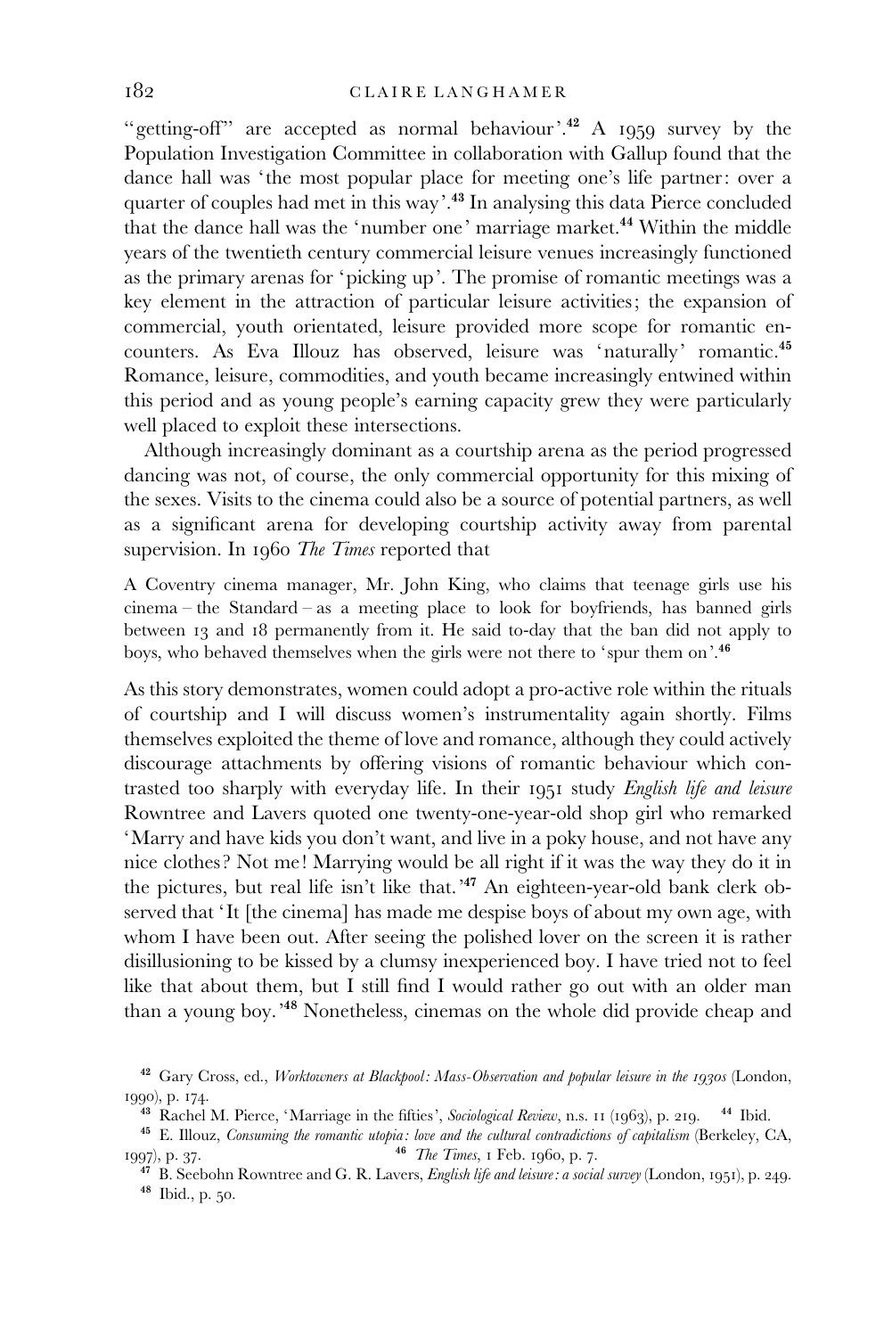''getting-off'' are accepted as normal behaviour'.[42] A 1959 survey by the Population Investigation Committee in collaboration with Gallup found that the dance hall was 'the most popular place for meeting one's life partner: over a quarter of couples had met in this way'.[43] In analysing this data Pierce concluded that the dance hall was the 'number one' marriage market.[44] Within the middle years of the twentieth century commercial leisure venues increasingly functioned as the primary arenas for 'picking up'. The promise of romantic meetings was a key element in the attraction of particular leisure activities; the expansion of commercial, youth orientated, leisure provided more scope for romantic encounters. As Eva Illouz has observed, leisure was 'naturally' romantic.[45] Romance, leisure, commodities, and youth became increasingly entwined within this period and as young people's earning capacity grew they were particularly well placed to exploit these intersections.

Although increasingly dominant as a courtship arena as the period progressed dancing was not, of course, the only commercial opportunity for this mixing of the sexes. Visits to the cinema could also be a source of potential partners, as well as a significant arena for developing courtship activity away from parental supervision. In 1960 *The Times* reported that

> A Coventry cinema manager, Mr. John King, who claims that teenage girls use his cinema – the Standard – as a meeting place to look for boyfriends, has banned girls between 13 and 18 permanently from it. He said to-day that the ban did not apply to boys, who behaved themselves when the girls were not there to 'spur them on'.[46]

As this story demonstrates, women could adopt a pro-active role within the rituals of courtship and I will discuss women's instrumentality again shortly. Films themselves exploited the theme of love and romance, although they could actively discourage attachments by offering visions of romantic behaviour which contrasted too sharply with everyday life. In their 1951 study *English life and leisure* Rowntree and Lavers quoted one twenty-one-year-old shop girl who remarked 'Marry and have kids you don't want, and live in a poky house, and not have any nice clothes? Not me! Marrying would be all right if it was the way they do it in the pictures, but real life isn't like that.'[47] An eighteen-year-old bank clerk observed that 'It [the cinema] has made me despise boys of about my own age, with whom I have been out. After seeing the polished lover on the screen it is rather disillusioning to be kissed by a clumsy inexperienced boy. I have tried not to feel like that about them, but I still find I would rather go out with an older man than a young boy.'[48] Nonetheless, cinemas on the whole did provide cheap and

---

[42] Gary Cross, ed., *Worktowners at Blackpool: Mass-Observation and popular leisure in the 1930s* (London, 1990), p. 174.

[43] Rachel M. Pierce, 'Marriage in the fifties', *Sociological Review*, n.s. 11 (1963), p. 219.

[44] Ibid.

[45] E. Illouz, *Consuming the romantic utopia: love and the cultural contradictions of capitalism* (Berkeley, CA, 1997), p. 37.

[46] *The Times*, 1 Feb. 1960, p. 7.

[47] B. Seebohm Rowntree and G. R. Lavers, *English life and leisure: a social survey* (London, 1951), p. 249.

[48] Ibid., p. 50.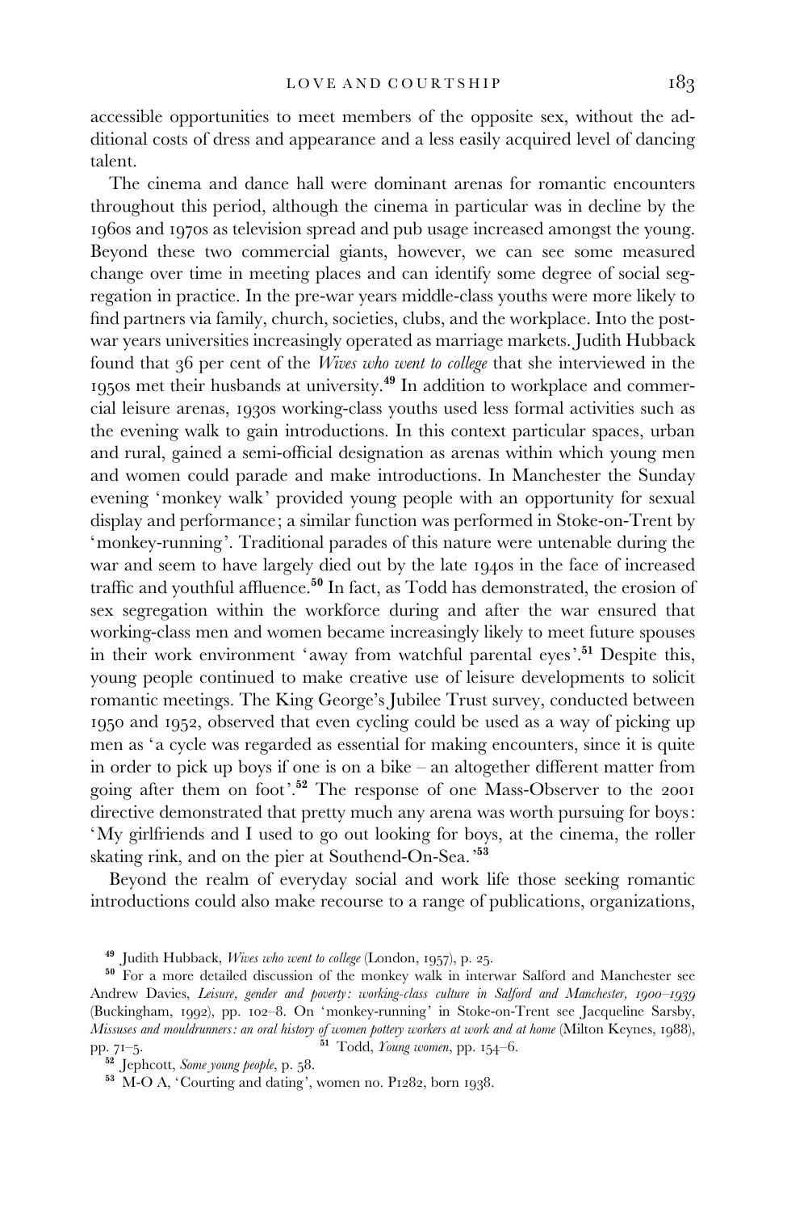accessible opportunities to meet members of the opposite sex, without the additional costs of dress and appearance and a less easily acquired level of dancing talent.

The cinema and dance hall were dominant arenas for romantic encounters throughout this period, although the cinema in particular was in decline by the 1960s and 1970s as television spread and pub usage increased amongst the young. Beyond these two commercial giants, however, we can see some measured change over time in meeting places and can identify some degree of social segregation in practice. In the pre-war years middle-class youths were more likely to find partners via family, church, societies, clubs, and the workplace. Into the post-war years universities increasingly operated as marriage markets. Judith Hubback found that 36 per cent of the *Wives who went to college* that she interviewed in the 1950s met their husbands at university.[49] In addition to workplace and commercial leisure arenas, 1930s working-class youths used less formal activities such as the evening walk to gain introductions. In this context particular spaces, urban and rural, gained a semi-official designation as arenas within which young men and women could parade and make introductions. In Manchester the Sunday evening 'monkey walk' provided young people with an opportunity for sexual display and performance; a similar function was performed in Stoke-on-Trent by 'monkey-running'. Traditional parades of this nature were untenable during the war and seem to have largely died out by the late 1940s in the face of increased traffic and youthful affluence.[50] In fact, as Todd has demonstrated, the erosion of sex segregation within the workforce during and after the war ensured that working-class men and women became increasingly likely to meet future spouses in their work environment 'away from watchful parental eyes'.[51] Despite this, young people continued to make creative use of leisure developments to solicit romantic meetings. The King George's Jubilee Trust survey, conducted between 1950 and 1952, observed that even cycling could be used as a way of picking up men as 'a cycle was regarded as essential for making encounters, since it is quite in order to pick up boys if one is on a bike – an altogether different matter from going after them on foot'.[52] The response of one Mass-Observer to the 2001 directive demonstrated that pretty much any arena was worth pursuing for boys: 'My girlfriends and I used to go out looking for boys, at the cinema, the roller skating rink, and on the pier at Southend-On-Sea.'[53]

Beyond the realm of everyday social and work life those seeking romantic introductions could also make recourse to a range of publications, organizations,

---

[49] Judith Hubback, *Wives who went to college* (London, 1957), p. 25.

[50] For a more detailed discussion of the monkey walk in interwar Salford and Manchester see Andrew Davies, *Leisure, gender and poverty: working-class culture in Salford and Manchester, 1900–1939* (Buckingham, 1992), pp. 102–8. On 'monkey-running' in Stoke-on-Trent see Jacqueline Sarsby, *Missuses and mouldrunners: an oral history of women pottery workers at work and at home* (Milton Keynes, 1988), pp. 71–5.

[51] Todd, *Young women*, pp. 154–6.

[52] Jephcott, *Some young people*, p. 58.

[53] M-O A, 'Courting and dating', women no. P1282, born 1938.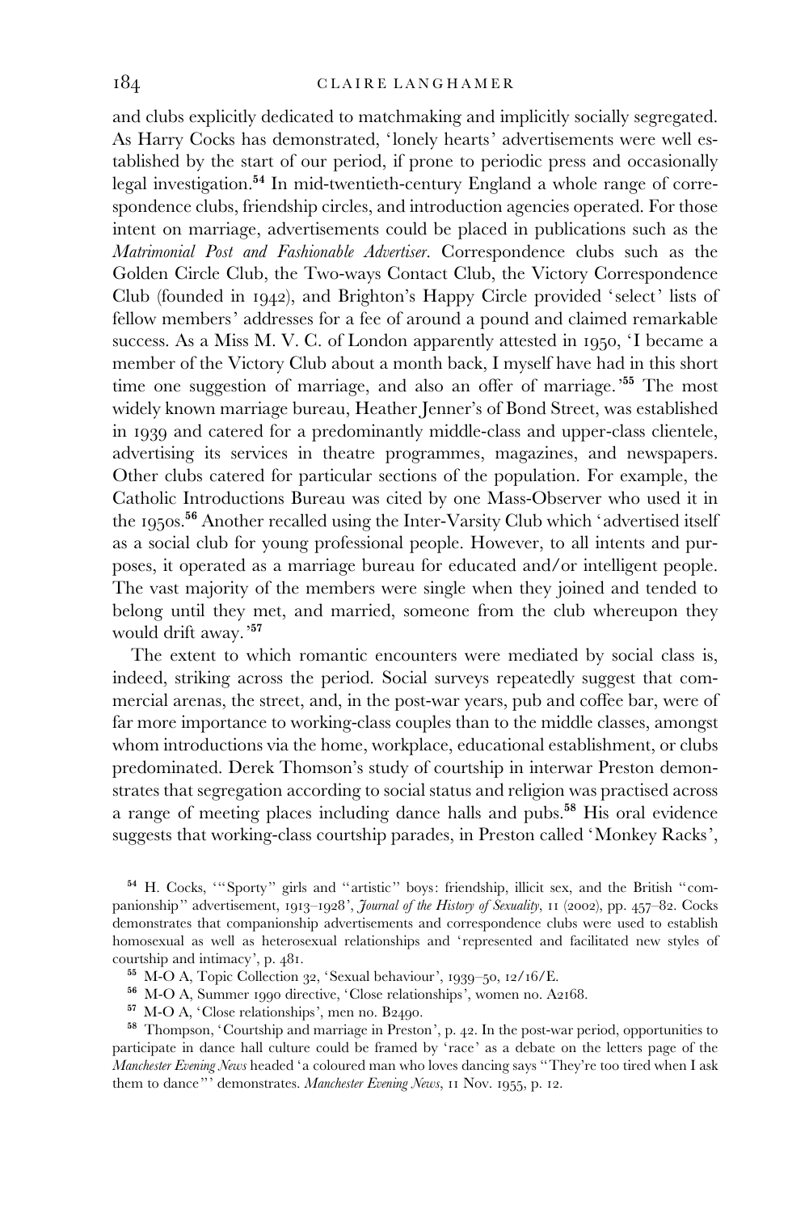and clubs explicitly dedicated to matchmaking and implicitly socially segregated. As Harry Cocks has demonstrated, 'lonely hearts' advertisements were well established by the start of our period, if prone to periodic press and occasionally legal investigation.[54] In mid-twentieth-century England a whole range of correspondence clubs, friendship circles, and introduction agencies operated. For those intent on marriage, advertisements could be placed in publications such as the *Matrimonial Post and Fashionable Advertiser*. Correspondence clubs such as the Golden Circle Club, the Two-ways Contact Club, the Victory Correspondence Club (founded in 1942), and Brighton's Happy Circle provided 'select' lists of fellow members' addresses for a fee of around a pound and claimed remarkable success. As a Miss M. V. C. of London apparently attested in 1950, 'I became a member of the Victory Club about a month back, I myself have had in this short time one suggestion of marriage, and also an offer of marriage.'[55] The most widely known marriage bureau, Heather Jenner's of Bond Street, was established in 1939 and catered for a predominantly middle-class and upper-class clientele, advertising its services in theatre programmes, magazines, and newspapers. Other clubs catered for particular sections of the population. For example, the Catholic Introductions Bureau was cited by one Mass-Observer who used it in the 1950s.[56] Another recalled using the Inter-Varsity Club which 'advertised itself as a social club for young professional people. However, to all intents and purposes, it operated as a marriage bureau for educated and/or intelligent people. The vast majority of the members were single when they joined and tended to belong until they met, and married, someone from the club whereupon they would drift away.'[57]

The extent to which romantic encounters were mediated by social class is, indeed, striking across the period. Social surveys repeatedly suggest that commercial arenas, the street, and, in the post-war years, pub and coffee bar, were of far more importance to working-class couples than to the middle classes, amongst whom introductions via the home, workplace, educational establishment, or clubs predominated. Derek Thomson's study of courtship in interwar Preston demonstrates that segregation according to social status and religion was practised across a range of meeting places including dance halls and pubs.[58] His oral evidence suggests that working-class courtship parades, in Preston called 'Monkey Racks',

[54] H. Cocks, '"Sporty" girls and "artistic" boys: friendship, illicit sex, and the British "companionship" advertisement, 1913–1928', *Journal of the History of Sexuality*, 11 (2002), pp. 457–82. Cocks demonstrates that companionship advertisements and correspondence clubs were used to establish homosexual as well as heterosexual relationships and 'represented and facilitated new styles of courtship and intimacy', p. 481.

[55] M-O A, Topic Collection 32, 'Sexual behaviour', 1939–50, 12/16/E.

[56] M-O A, Summer 1990 directive, 'Close relationships', women no. A2168.

[57] M-O A, 'Close relationships', men no. B2490.

[58] Thompson, 'Courtship and marriage in Preston', p. 42. In the post-war period, opportunities to participate in dance hall culture could be framed by 'race' as a debate on the letters page of the *Manchester Evening News* headed 'a coloured man who loves dancing says "They're too tired when I ask them to dance"' demonstrates. *Manchester Evening News*, 11 Nov. 1955, p. 12.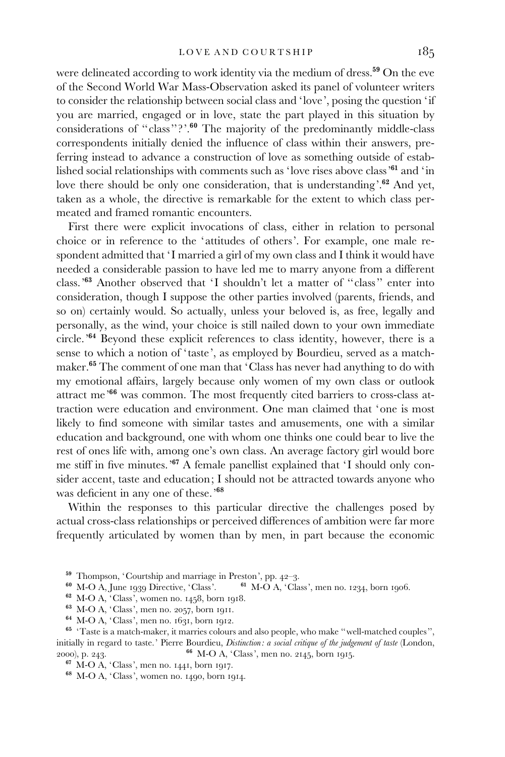were delineated according to work identity via the medium of dress.[59] On the eve of the Second World War Mass-Observation asked its panel of volunteer writers to consider the relationship between social class and 'love', posing the question 'if you are married, engaged or in love, state the part played in this situation by considerations of "class"?'.[60] The majority of the predominantly middle-class correspondents initially denied the influence of class within their answers, preferring instead to advance a construction of love as something outside of established social relationships with comments such as 'love rises above class'[61] and 'in love there should be only one consideration, that is understanding'.[62] And yet, taken as a whole, the directive is remarkable for the extent to which class permeated and framed romantic encounters.

First there were explicit invocations of class, either in relation to personal choice or in reference to the 'attitudes of others'. For example, one male respondent admitted that 'I married a girl of my own class and I think it would have needed a considerable passion to have led me to marry anyone from a different class.'[63] Another observed that 'I shouldn't let a matter of "class" enter into consideration, though I suppose the other parties involved (parents, friends, and so on) certainly would. So actually, unless your beloved is, as free, legally and personally, as the wind, your choice is still nailed down to your own immediate circle.'[64] Beyond these explicit references to class identity, however, there is a sense to which a notion of 'taste', as employed by Bourdieu, served as a match-maker.[65] The comment of one man that 'Class has never had anything to do with my emotional affairs, largely because only women of my own class or outlook attract me'[66] was common. The most frequently cited barriers to cross-class attraction were education and environment. One man claimed that 'one is most likely to find someone with similar tastes and amusements, one with a similar education and background, one with whom one thinks one could bear to live the rest of ones life with, among one's own class. An average factory girl would bore me stiff in five minutes.'[67] A female panellist explained that 'I should only consider accent, taste and education; I should not be attracted towards anyone who was deficient in any one of these.'[68]

Within the responses to this particular directive the challenges posed by actual cross-class relationships or perceived differences of ambition were far more frequently articulated by women than by men, in part because the economic

---

[59] Thompson, 'Courtship and marriage in Preston', pp. 42–3.

[60] M-O A, June 1939 Directive, 'Class'.

[61] M-O A, 'Class', men no. 1234, born 1906.

[62] M-O A, 'Class', women no. 1458, born 1918.

[63] M-O A, 'Class', men no. 2057, born 1911.

[64] M-O A, 'Class', men no. 1631, born 1912.

[65] 'Taste is a match-maker, it marries colours and also people, who make "well-matched couples", initially in regard to taste.' Pierre Bourdieu, *Distinction: a social critique of the judgement of taste* (London, 2000), p. 243.

[66] M-O A, 'Class', men no. 2145, born 1915.

[67] M-O A, 'Class', men no. 1441, born 1917.

[68] M-O A, 'Class', women no. 1490, born 1914.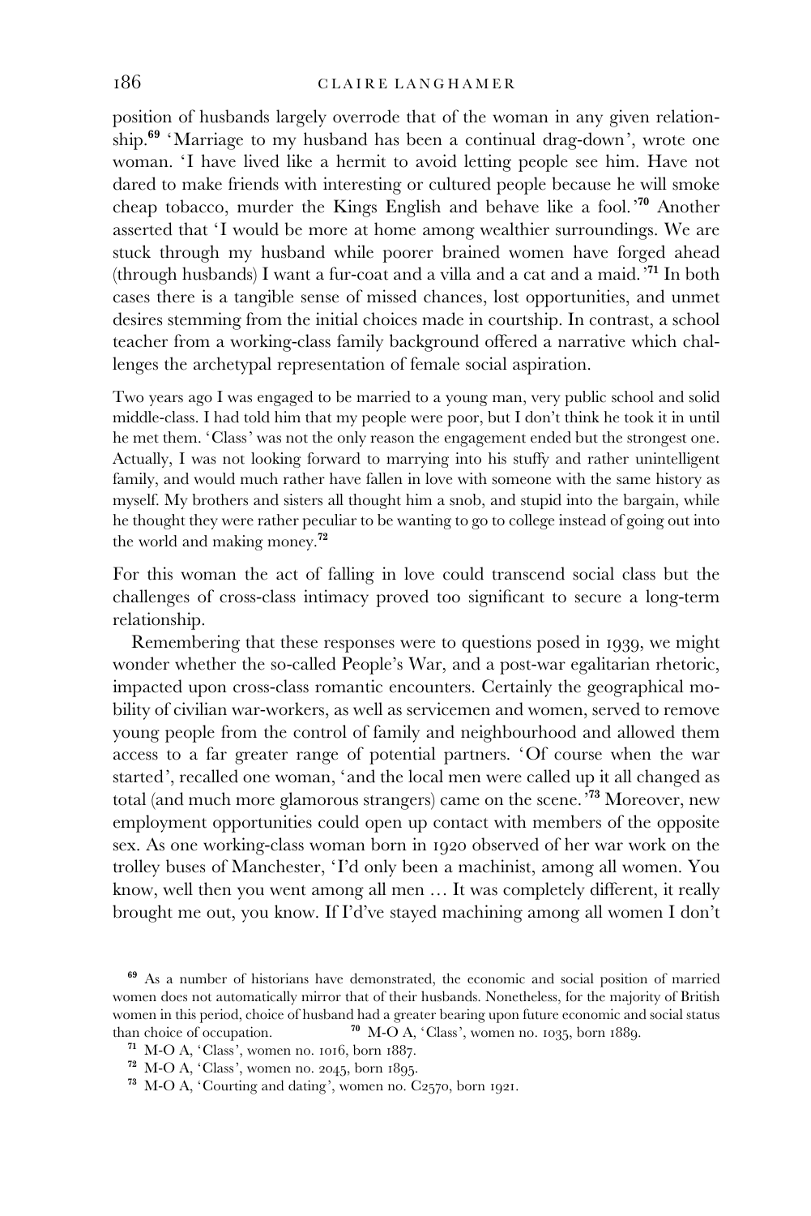position of husbands largely overrode that of the woman in any given relationship.[69] 'Marriage to my husband has been a continual drag-down', wrote one woman. 'I have lived like a hermit to avoid letting people see him. Have not dared to make friends with interesting or cultured people because he will smoke cheap tobacco, murder the Kings English and behave like a fool.'[70] Another asserted that 'I would be more at home among wealthier surroundings. We are stuck through my husband while poorer brained women have forged ahead (through husbands) I want a fur-coat and a villa and a cat and a maid.'[71] In both cases there is a tangible sense of missed chances, lost opportunities, and unmet desires stemming from the initial choices made in courtship. In contrast, a school teacher from a working-class family background offered a narrative which challenges the archetypal representation of female social aspiration.

> Two years ago I was engaged to be married to a young man, very public school and solid middle-class. I had told him that my people were poor, but I don't think he took it in until he met them. 'Class' was not the only reason the engagement ended but the strongest one. Actually, I was not looking forward to marrying into his stuffy and rather unintelligent family, and would much rather have fallen in love with someone with the same history as myself. My brothers and sisters all thought him a snob, and stupid into the bargain, while he thought they were rather peculiar to be wanting to go to college instead of going out into the world and making money.[72]

For this woman the act of falling in love could transcend social class but the challenges of cross-class intimacy proved too significant to secure a long-term relationship.

Remembering that these responses were to questions posed in 1939, we might wonder whether the so-called People's War, and a post-war egalitarian rhetoric, impacted upon cross-class romantic encounters. Certainly the geographical mobility of civilian war-workers, as well as servicemen and women, served to remove young people from the control of family and neighbourhood and allowed them access to a far greater range of potential partners. 'Of course when the war started', recalled one woman, 'and the local men were called up it all changed as total (and much more glamorous strangers) came on the scene.'[73] Moreover, new employment opportunities could open up contact with members of the opposite sex. As one working-class woman born in 1920 observed of her war work on the trolley buses of Manchester, 'I'd only been a machinist, among all women. You know, well then you went among all men … It was completely different, it really brought me out, you know. If I'd've stayed machining among all women I don't

[69] As a number of historians have demonstrated, the economic and social position of married women does not automatically mirror that of their husbands. Nonetheless, for the majority of British women in this period, choice of husband had a greater bearing upon future economic and social status than choice of occupation.

[70] M-O A, 'Class', women no. 1035, born 1889.

[71] M-O A, 'Class', women no. 1016, born 1887.

[72] M-O A, 'Class', women no. 2045, born 1895.

[73] M-O A, 'Courting and dating', women no. C2570, born 1921.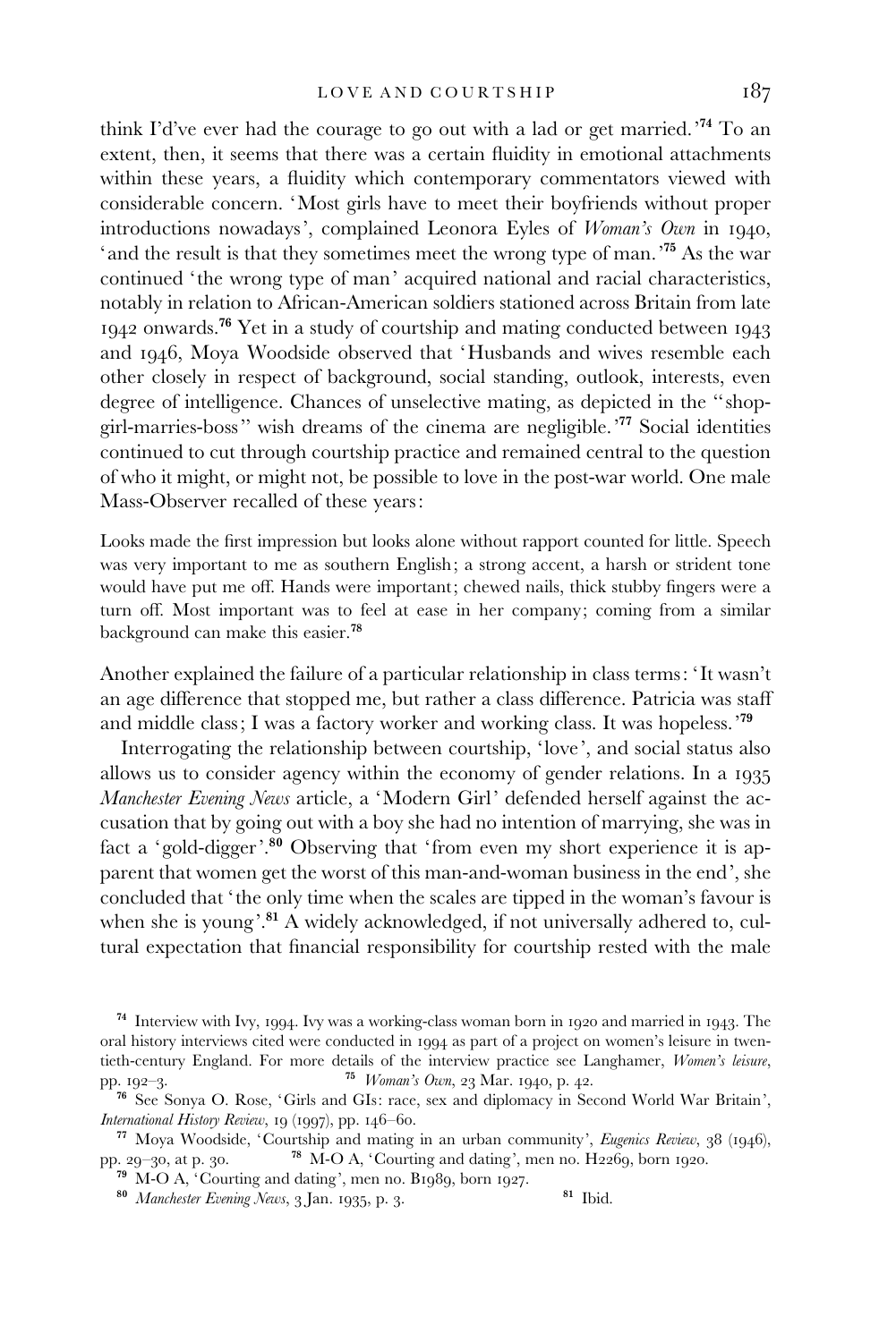think I'd've ever had the courage to go out with a lad or get married.'[74] To an extent, then, it seems that there was a certain fluidity in emotional attachments within these years, a fluidity which contemporary commentators viewed with considerable concern. 'Most girls have to meet their boyfriends without proper introductions nowadays', complained Leonora Eyles of *Woman's Own* in 1940, 'and the result is that they sometimes meet the wrong type of man.'[75] As the war continued 'the wrong type of man' acquired national and racial characteristics, notably in relation to African-American soldiers stationed across Britain from late 1942 onwards.[76] Yet in a study of courtship and mating conducted between 1943 and 1946, Moya Woodside observed that 'Husbands and wives resemble each other closely in respect of background, social standing, outlook, interests, even degree of intelligence. Chances of unselective mating, as depicted in the "shop-girl-marries-boss" wish dreams of the cinema are negligible.'[77] Social identities continued to cut through courtship practice and remained central to the question of who it might, or might not, be possible to love in the post-war world. One male Mass-Observer recalled of these years:

> Looks made the first impression but looks alone without rapport counted for little. Speech was very important to me as southern English; a strong accent, a harsh or strident tone would have put me off. Hands were important; chewed nails, thick stubby fingers were a turn off. Most important was to feel at ease in her company; coming from a similar background can make this easier.[78]

Another explained the failure of a particular relationship in class terms: 'It wasn't an age difference that stopped me, but rather a class difference. Patricia was staff and middle class; I was a factory worker and working class. It was hopeless.'[79]

Interrogating the relationship between courtship, 'love', and social status also allows us to consider agency within the economy of gender relations. In a 1935 *Manchester Evening News* article, a 'Modern Girl' defended herself against the accusation that by going out with a boy she had no intention of marrying, she was in fact a 'gold-digger'.[80] Observing that 'from even my short experience it is apparent that women get the worst of this man-and-woman business in the end', she concluded that 'the only time when the scales are tipped in the woman's favour is when she is young'.[81] A widely acknowledged, if not universally adhered to, cultural expectation that financial responsibility for courtship rested with the male

---

[74] Interview with Ivy, 1994. Ivy was a working-class woman born in 1920 and married in 1943. The oral history interviews cited were conducted in 1994 as part of a project on women's leisure in twentieth-century England. For more details of the interview practice see Langhamer, *Women's leisure*, pp. 192–3.

[75] *Woman's Own*, 23 Mar. 1940, p. 42.

[76] See Sonya O. Rose, 'Girls and GIs: race, sex and diplomacy in Second World War Britain', *International History Review*, 19 (1997), pp. 146–60.

[77] Moya Woodside, 'Courtship and mating in an urban community', *Eugenics Review*, 38 (1946), pp. 29–30, at p. 30.

[78] M-O A, 'Courting and dating', men no. H2269, born 1920.

[79] M-O A, 'Courting and dating', men no. B1989, born 1927.

[80] *Manchester Evening News*, 3 Jan. 1935, p. 3.

[81] Ibid.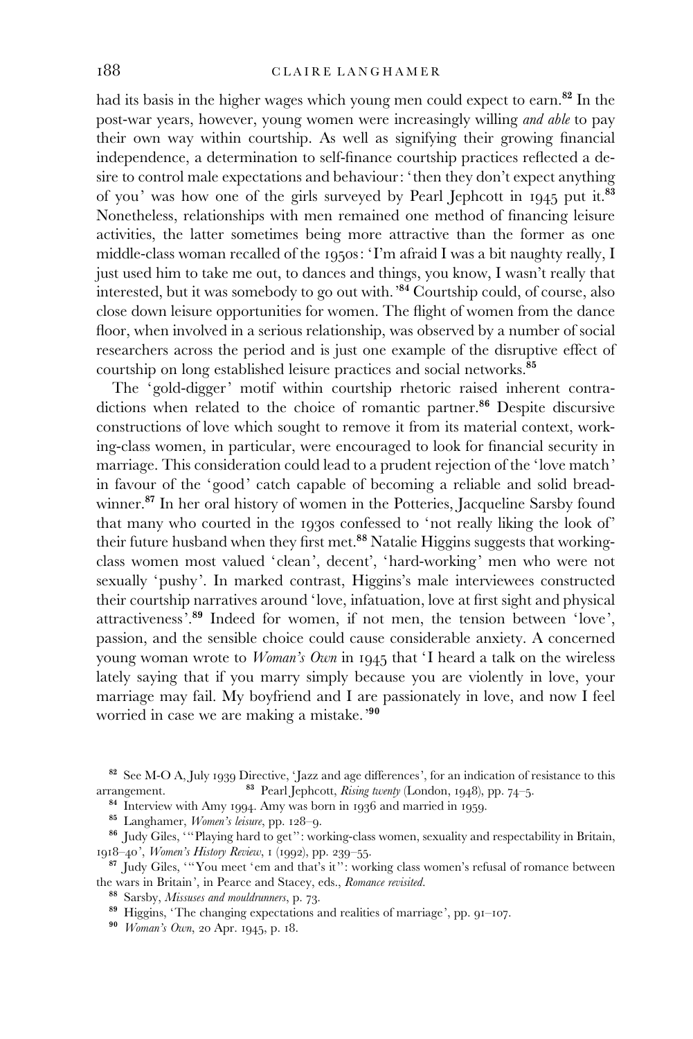had its basis in the higher wages which young men could expect to earn.[82] In the post-war years, however, young women were increasingly willing *and able* to pay their own way within courtship. As well as signifying their growing financial independence, a determination to self-finance courtship practices reflected a desire to control male expectations and behaviour: 'then they don't expect anything of you' was how one of the girls surveyed by Pearl Jephcott in 1945 put it.[83] Nonetheless, relationships with men remained one method of financing leisure activities, the latter sometimes being more attractive than the former as one middle-class woman recalled of the 1950s: 'I'm afraid I was a bit naughty really, I just used him to take me out, to dances and things, you know, I wasn't really that interested, but it was somebody to go out with.'[84] Courtship could, of course, also close down leisure opportunities for women. The flight of women from the dance floor, when involved in a serious relationship, was observed by a number of social researchers across the period and is just one example of the disruptive effect of courtship on long established leisure practices and social networks.[85]

The 'gold-digger' motif within courtship rhetoric raised inherent contradictions when related to the choice of romantic partner.[86] Despite discursive constructions of love which sought to remove it from its material context, working-class women, in particular, were encouraged to look for financial security in marriage. This consideration could lead to a prudent rejection of the 'love match' in favour of the 'good' catch capable of becoming a reliable and solid breadwinner.[87] In her oral history of women in the Potteries, Jacqueline Sarsby found that many who courted in the 1930s confessed to 'not really liking the look of' their future husband when they first met.[88] Natalie Higgins suggests that working-class women most valued 'clean', decent', 'hard-working' men who were not sexually 'pushy'. In marked contrast, Higgins's male interviewees constructed their courtship narratives around 'love, infatuation, love at first sight and physical attractiveness'.[89] Indeed for women, if not men, the tension between 'love', passion, and the sensible choice could cause considerable anxiety. A concerned young woman wrote to *Woman's Own* in 1945 that 'I heard a talk on the wireless lately saying that if you marry simply because you are violently in love, your marriage may fail. My boyfriend and I are passionately in love, and now I feel worried in case we are making a mistake.'[90]

[82] See M-O A, July 1939 Directive, 'Jazz and age differences', for an indication of resistance to this arrangement.

[83] Pearl Jephcott, *Rising twenty* (London, 1948), pp. 74–5.

[84] Interview with Amy 1994. Amy was born in 1936 and married in 1959.

[85] Langhamer, *Women's leisure*, pp. 128–9.

[86] Judy Giles, '"Playing hard to get": working-class women, sexuality and respectability in Britain, 1918–40', *Women's History Review*, 1 (1992), pp. 239–55.

[87] Judy Giles, '"You meet 'em and that's it": working class women's refusal of romance between the wars in Britain', in Pearce and Stacey, eds., *Romance revisited*.

[88] Sarsby, *Missuses and mouldrunners*, p. 73.

[89] Higgins, 'The changing expectations and realities of marriage', pp. 91–107.

[90] *Woman's Own*, 20 Apr. 1945, p. 18.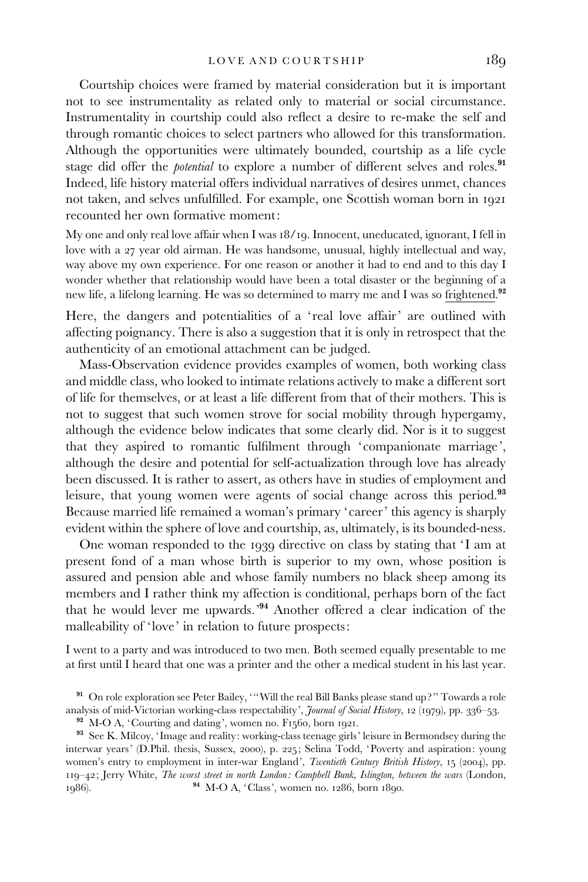Courtship choices were framed by material consideration but it is important not to see instrumentality as related only to material or social circumstance. Instrumentality in courtship could also reflect a desire to re-make the self and through romantic choices to select partners who allowed for this transformation. Although the opportunities were ultimately bounded, courtship as a life cycle stage did offer the *potential* to explore a number of different selves and roles.[91] Indeed, life history material offers individual narratives of desires unmet, chances not taken, and selves unfulfilled. For example, one Scottish woman born in 1921 recounted her own formative moment:

> My one and only real love affair when I was 18/19. Innocent, uneducated, ignorant, I fell in love with a 27 year old airman. He was handsome, unusual, highly intellectual and way, way above my own experience. For one reason or another it had to end and to this day I wonder whether that relationship would have been a total disaster or the beginning of a new life, a lifelong learning. He was so determined to marry me and I was so <u>frightened</u>.[92]

Here, the dangers and potentialities of a 'real love affair' are outlined with affecting poignancy. There is also a suggestion that it is only in retrospect that the authenticity of an emotional attachment can be judged.

Mass-Observation evidence provides examples of women, both working class and middle class, who looked to intimate relations actively to make a different sort of life for themselves, or at least a life different from that of their mothers. This is not to suggest that such women strove for social mobility through hypergamy, although the evidence below indicates that some clearly did. Nor is it to suggest that they aspired to romantic fulfilment through 'companionate marriage', although the desire and potential for self-actualization through love has already been discussed. It is rather to assert, as others have in studies of employment and leisure, that young women were agents of social change across this period.[93] Because married life remained a woman's primary 'career' this agency is sharply evident within the sphere of love and courtship, as, ultimately, is its bounded-ness.

One woman responded to the 1939 directive on class by stating that 'I am at present fond of a man whose birth is superior to my own, whose position is assured and pension able and whose family numbers no black sheep among its members and I rather think my affection is conditional, perhaps born of the fact that he would lever me upwards.'[94] Another offered a clear indication of the malleability of 'love' in relation to future prospects:

> I went to a party and was introduced to two men. Both seemed equally presentable to me at first until I heard that one was a printer and the other a medical student in his last year.

---

[91] On role exploration see Peter Bailey, '"Will the real Bill Banks please stand up?" Towards a role analysis of mid-Victorian working-class respectability', *Journal of Social History*, 12 (1979), pp. 336–53.

[92] M-O A, 'Courting and dating', women no. F1560, born 1921.

[93] See K. Milcoy, 'Image and reality: working-class teenage girls' leisure in Bermondsey during the interwar years' (D.Phil. thesis, Sussex, 2000), p. 225; Selina Todd, 'Poverty and aspiration: young women's entry to employment in inter-war England', *Twentieth Century British History*, 15 (2004), pp. 119–42; Jerry White, *The worst street in north London: Campbell Bunk, Islington, between the wars* (London, 1986).

[94] M-O A, 'Class', women no. 1286, born 1890.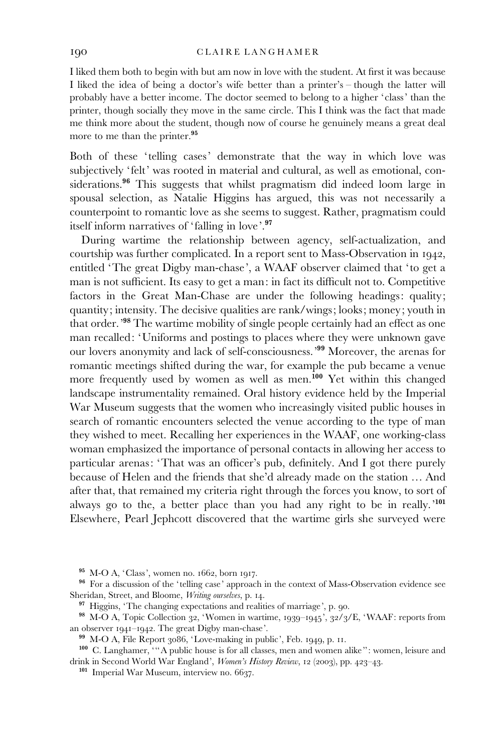I liked them both to begin with but am now in love with the student. At first it was because I liked the idea of being a doctor's wife better than a printer's – though the latter will probably have a better income. The doctor seemed to belong to a higher 'class' than the printer, though socially they move in the same circle. This I think was the fact that made me think more about the student, though now of course he genuinely means a great deal more to me than the printer.[95]

Both of these 'telling cases' demonstrate that the way in which love was subjectively 'felt' was rooted in material and cultural, as well as emotional, considerations.[96] This suggests that whilst pragmatism did indeed loom large in spousal selection, as Natalie Higgins has argued, this was not necessarily a counterpoint to romantic love as she seems to suggest. Rather, pragmatism could itself inform narratives of 'falling in love'.[97]

During wartime the relationship between agency, self-actualization, and courtship was further complicated. In a report sent to Mass-Observation in 1942, entitled 'The great Digby man-chase', a WAAF observer claimed that 'to get a man is not sufficient. Its easy to get a man: in fact its difficult not to. Competitive factors in the Great Man-Chase are under the following headings: quality; quantity; intensity. The decisive qualities are rank/wings; looks; money; youth in that order.'[98] The wartime mobility of single people certainly had an effect as one man recalled: 'Uniforms and postings to places where they were unknown gave our lovers anonymity and lack of self-consciousness.'[99] Moreover, the arenas for romantic meetings shifted during the war, for example the pub became a venue more frequently used by women as well as men.[100] Yet within this changed landscape instrumentality remained. Oral history evidence held by the Imperial War Museum suggests that the women who increasingly visited public houses in search of romantic encounters selected the venue according to the type of man they wished to meet. Recalling her experiences in the WAAF, one working-class woman emphasized the importance of personal contacts in allowing her access to particular arenas: 'That was an officer's pub, definitely. And I got there purely because of Helen and the friends that she'd already made on the station … And after that, that remained my criteria right through the forces you know, to sort of always go to the, a better place than you had any right to be in really.'[101] Elsewhere, Pearl Jephcott discovered that the wartime girls she surveyed were

---

[95] M-O A, 'Class', women no. 1662, born 1917.

[96] For a discussion of the 'telling case' approach in the context of Mass-Observation evidence see Sheridan, Street, and Bloome, *Writing ourselves*, p. 14.

[97] Higgins, 'The changing expectations and realities of marriage', p. 90.

[98] M-O A, Topic Collection 32, 'Women in wartime, 1939–1945', 32/3/E, 'WAAF: reports from an observer 1941–1942. The great Digby man-chase'.

[99] M-O A, File Report 3086, 'Love-making in public', Feb. 1949, p. 11.

[100] C. Langhamer, '"A public house is for all classes, men and women alike": women, leisure and drink in Second World War England', *Women's History Review*, 12 (2003), pp. 423–43.

[101] Imperial War Museum, interview no. 6637.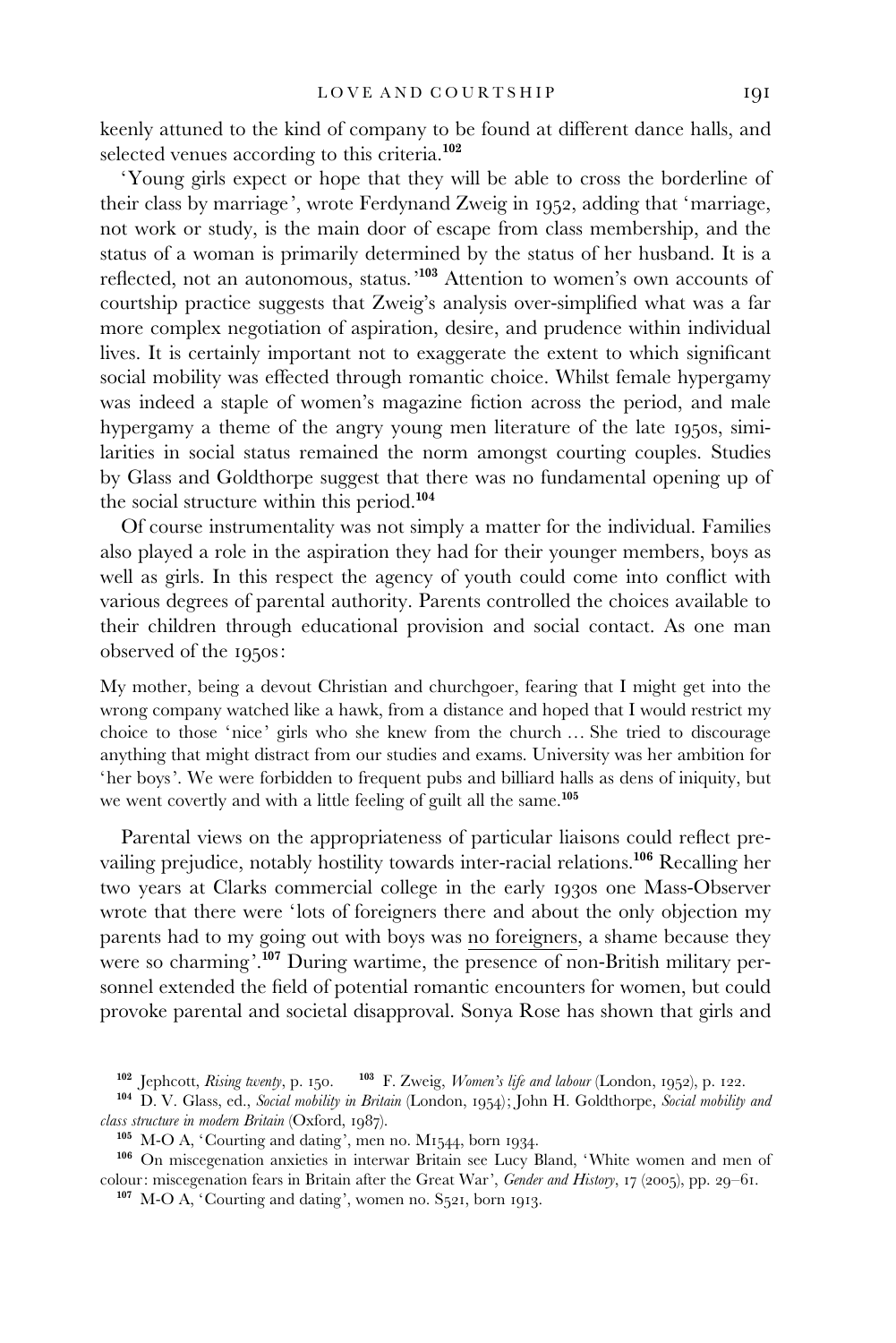keenly attuned to the kind of company to be found at different dance halls, and selected venues according to this criteria.[102]

'Young girls expect or hope that they will be able to cross the borderline of their class by marriage', wrote Ferdynand Zweig in 1952, adding that 'marriage, not work or study, is the main door of escape from class membership, and the status of a woman is primarily determined by the status of her husband. It is a reflected, not an autonomous, status.'[103] Attention to women's own accounts of courtship practice suggests that Zweig's analysis over-simplified what was a far more complex negotiation of aspiration, desire, and prudence within individual lives. It is certainly important not to exaggerate the extent to which significant social mobility was effected through romantic choice. Whilst female hypergamy was indeed a staple of women's magazine fiction across the period, and male hypergamy a theme of the angry young men literature of the late 1950s, similarities in social status remained the norm amongst courting couples. Studies by Glass and Goldthorpe suggest that there was no fundamental opening up of the social structure within this period.[104]

Of course instrumentality was not simply a matter for the individual. Families also played a role in the aspiration they had for their younger members, boys as well as girls. In this respect the agency of youth could come into conflict with various degrees of parental authority. Parents controlled the choices available to their children through educational provision and social contact. As one man observed of the 1950s:

> My mother, being a devout Christian and churchgoer, fearing that I might get into the wrong company watched like a hawk, from a distance and hoped that I would restrict my choice to those 'nice' girls who she knew from the church … She tried to discourage anything that might distract from our studies and exams. University was her ambition for 'her boys'. We were forbidden to frequent pubs and billiard halls as dens of iniquity, but we went covertly and with a little feeling of guilt all the same.[105]

Parental views on the appropriateness of particular liaisons could reflect prevailing prejudice, notably hostility towards inter-racial relations.[106] Recalling her two years at Clarks commercial college in the early 1930s one Mass-Observer wrote that there were 'lots of foreigners there and about the only objection my parents had to my going out with boys was no foreigners, a shame because they were so charming'.[107] During wartime, the presence of non-British military personnel extended the field of potential romantic encounters for women, but could provoke parental and societal disapproval. Sonya Rose has shown that girls and

---

[102] Jephcott, *Rising twenty*, p. 150.

[103] F. Zweig, *Women's life and labour* (London, 1952), p. 122.

[104] D. V. Glass, ed., *Social mobility in Britain* (London, 1954); John H. Goldthorpe, *Social mobility and class structure in modern Britain* (Oxford, 1987).

[105] M-O A, 'Courting and dating', men no. M1544, born 1934.

[106] On miscegenation anxieties in interwar Britain see Lucy Bland, 'White women and men of colour: miscegenation fears in Britain after the Great War', *Gender and History*, 17 (2005), pp. 29–61.

[107] M-O A, 'Courting and dating', women no. S521, born 1913.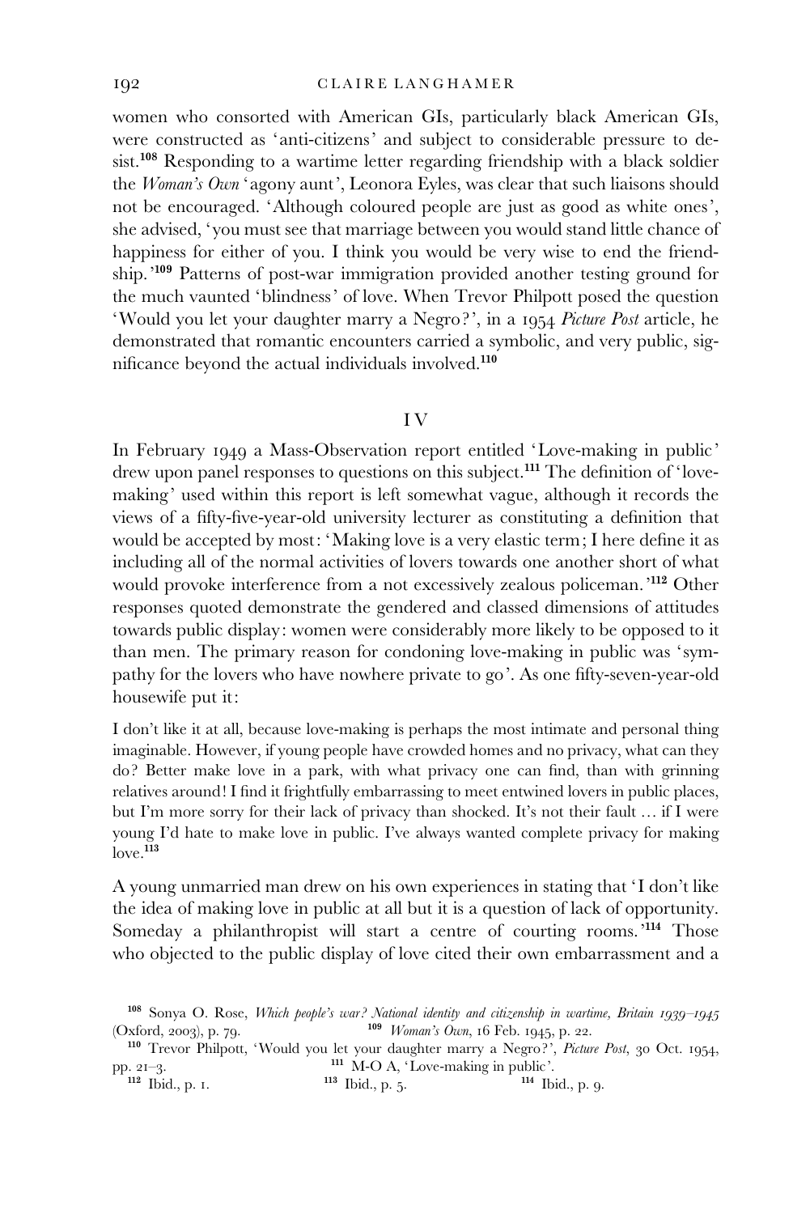women who consorted with American GIs, particularly black American GIs, were constructed as 'anti-citizens' and subject to considerable pressure to desist.[108] Responding to a wartime letter regarding friendship with a black soldier the *Woman's Own* 'agony aunt', Leonora Eyles, was clear that such liaisons should not be encouraged. 'Although coloured people are just as good as white ones', she advised, 'you must see that marriage between you would stand little chance of happiness for either of you. I think you would be very wise to end the friendship.'[109] Patterns of post-war immigration provided another testing ground for the much vaunted 'blindness' of love. When Trevor Philpott posed the question 'Would you let your daughter marry a Negro?', in a 1954 *Picture Post* article, he demonstrated that romantic encounters carried a symbolic, and very public, significance beyond the actual individuals involved.[110]

## IV

In February 1949 a Mass-Observation report entitled 'Love-making in public' drew upon panel responses to questions on this subject.[111] The definition of 'love-making' used within this report is left somewhat vague, although it records the views of a fifty-five-year-old university lecturer as constituting a definition that would be accepted by most: 'Making love is a very elastic term; I here define it as including all of the normal activities of lovers towards one another short of what would provoke interference from a not excessively zealous policeman.'[112] Other responses quoted demonstrate the gendered and classed dimensions of attitudes towards public display: women were considerably more likely to be opposed to it than men. The primary reason for condoning love-making in public was 'sympathy for the lovers who have nowhere private to go'. As one fifty-seven-year-old housewife put it:

> I don't like it at all, because love-making is perhaps the most intimate and personal thing imaginable. However, if young people have crowded homes and no privacy, what can they do? Better make love in a park, with what privacy one can find, than with grinning relatives around! I find it frightfully embarrassing to meet entwined lovers in public places, but I'm more sorry for their lack of privacy than shocked. It's not their fault … if I were young I'd hate to make love in public. I've always wanted complete privacy for making love.[113]

A young unmarried man drew on his own experiences in stating that 'I don't like the idea of making love in public at all but it is a question of lack of opportunity. Someday a philanthropist will start a centre of courting rooms.'[114] Those who objected to the public display of love cited their own embarrassment and a

---

[108] Sonya O. Rose, *Which people's war? National identity and citizenship in wartime, Britain 1939–1945* (Oxford, 2003), p. 79.

[109] *Woman's Own*, 16 Feb. 1945, p. 22.

[110] Trevor Philpott, 'Would you let your daughter marry a Negro?', *Picture Post*, 30 Oct. 1954, pp. 21–3.

[111] M-O A, 'Love-making in public'.

[112] Ibid., p. 1.

[113] Ibid., p. 5.

[114] Ibid., p. 9.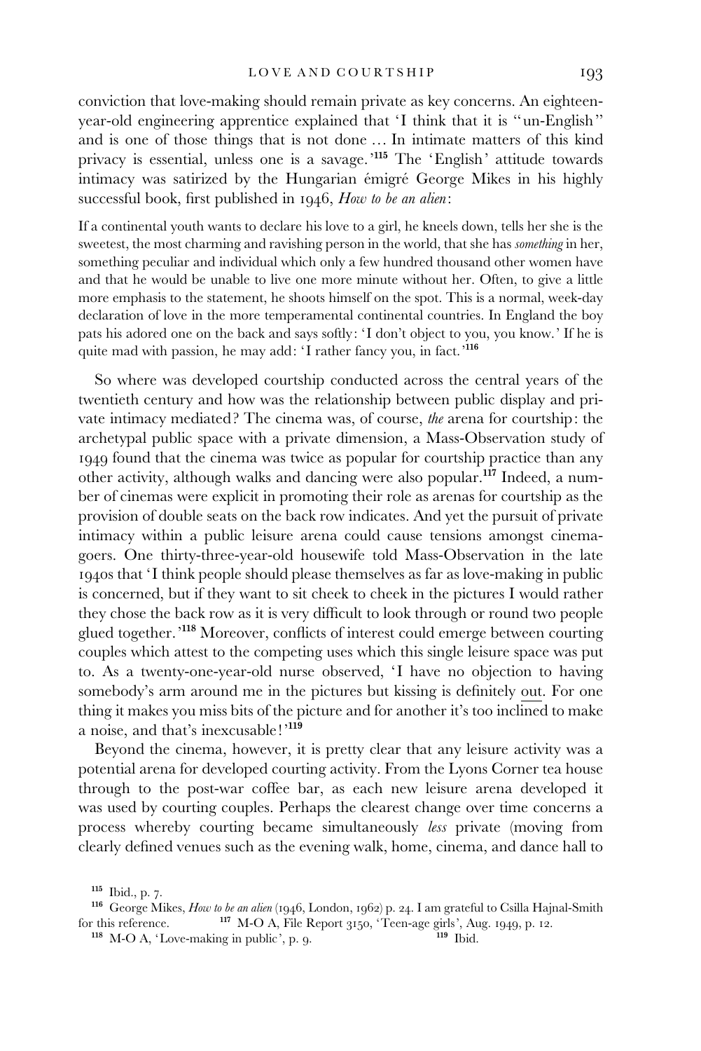conviction that love-making should remain private as key concerns. An eighteen-year-old engineering apprentice explained that 'I think that it is "un-English" and is one of those things that is not done … In intimate matters of this kind privacy is essential, unless one is a savage.'[115] The 'English' attitude towards intimacy was satirized by the Hungarian émigré George Mikes in his highly successful book, first published in 1946, *How to be an alien*:

> If a continental youth wants to declare his love to a girl, he kneels down, tells her she is the sweetest, the most charming and ravishing person in the world, that she has *something* in her, something peculiar and individual which only a few hundred thousand other women have and that he would be unable to live one more minute without her. Often, to give a little more emphasis to the statement, he shoots himself on the spot. This is a normal, week-day declaration of love in the more temperamental continental countries. In England the boy pats his adored one on the back and says softly: 'I don't object to you, you know.' If he is quite mad with passion, he may add: 'I rather fancy you, in fact.'[116]

So where was developed courtship conducted across the central years of the twentieth century and how was the relationship between public display and private intimacy mediated? The cinema was, of course, *the* arena for courtship: the archetypal public space with a private dimension, a Mass-Observation study of 1949 found that the cinema was twice as popular for courtship practice than any other activity, although walks and dancing were also popular.[117] Indeed, a number of cinemas were explicit in promoting their role as arenas for courtship as the provision of double seats on the back row indicates. And yet the pursuit of private intimacy within a public leisure arena could cause tensions amongst cinema-goers. One thirty-three-year-old housewife told Mass-Observation in the late 1940s that 'I think people should please themselves as far as love-making in public is concerned, but if they want to sit cheek to cheek in the pictures I would rather they chose the back row as it is very difficult to look through or round two people glued together.'[118] Moreover, conflicts of interest could emerge between courting couples which attest to the competing uses which this single leisure space was put to. As a twenty-one-year-old nurse observed, 'I have no objection to having somebody's arm around me in the pictures but kissing is definitely out. For one thing it makes you miss bits of the picture and for another it's too inclined to make a noise, and that's inexcusable!'[119]

Beyond the cinema, however, it is pretty clear that any leisure activity was a potential arena for developed courting activity. From the Lyons Corner tea house through to the post-war coffee bar, as each new leisure arena developed it was used by courting couples. Perhaps the clearest change over time concerns a process whereby courting became simultaneously *less* private (moving from clearly defined venues such as the evening walk, home, cinema, and dance hall to

---

[115] Ibid., p. 7.

[116] George Mikes, *How to be an alien* (1946, London, 1962) p. 24. I am grateful to Csilla Hajnal-Smith for this reference.

[117] M-O A, File Report 3150, 'Teen-age girls', Aug. 1949, p. 12.

[118] M-O A, 'Love-making in public', p. 9.

[119] Ibid.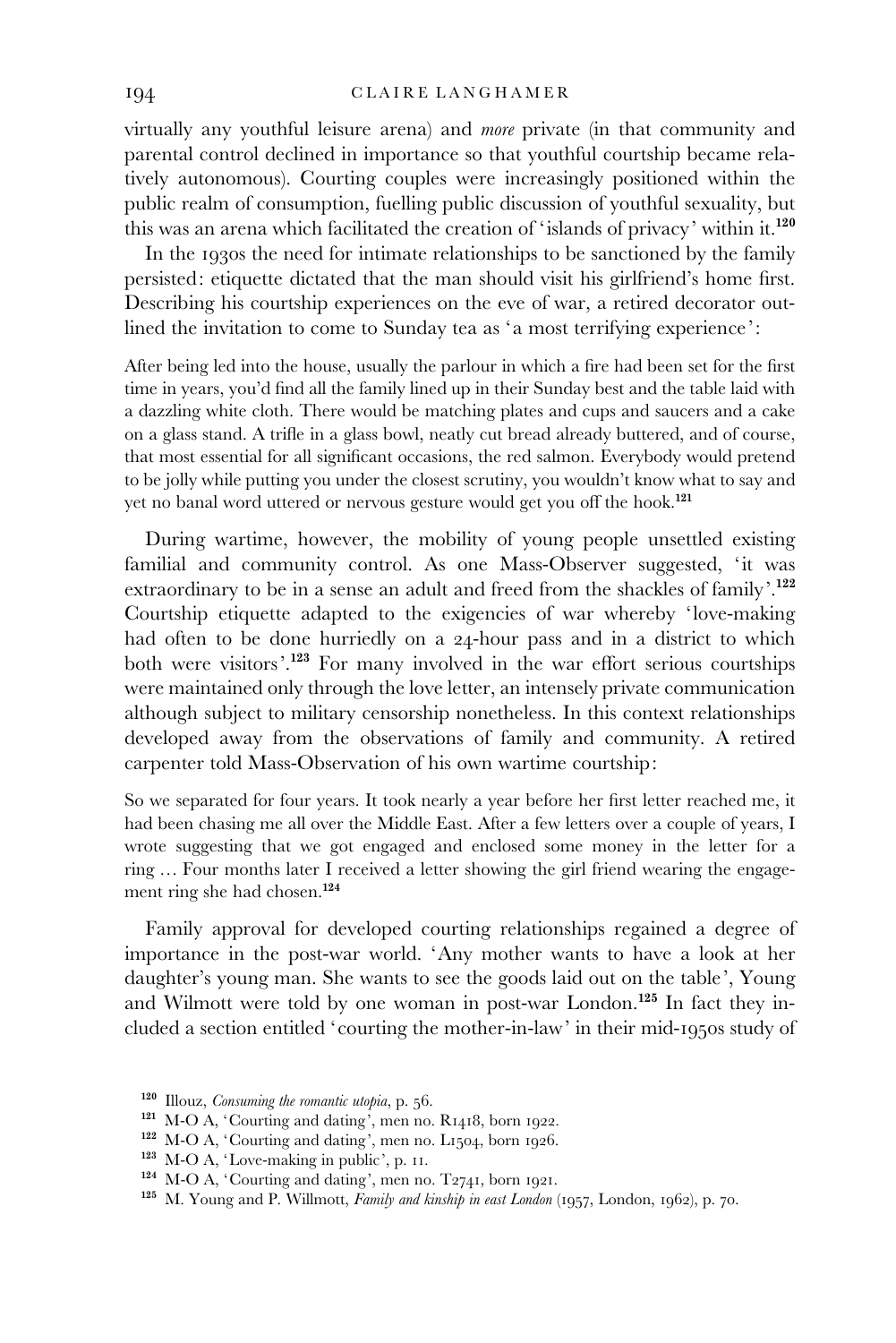virtually any youthful leisure arena) and *more* private (in that community and parental control declined in importance so that youthful courtship became relatively autonomous). Courting couples were increasingly positioned within the public realm of consumption, fuelling public discussion of youthful sexuality, but this was an arena which facilitated the creation of 'islands of privacy' within it.[120]

In the 1930s the need for intimate relationships to be sanctioned by the family persisted: etiquette dictated that the man should visit his girlfriend's home first. Describing his courtship experiences on the eve of war, a retired decorator outlined the invitation to come to Sunday tea as 'a most terrifying experience':

> After being led into the house, usually the parlour in which a fire had been set for the first time in years, you'd find all the family lined up in their Sunday best and the table laid with a dazzling white cloth. There would be matching plates and cups and saucers and a cake on a glass stand. A trifle in a glass bowl, neatly cut bread already buttered, and of course, that most essential for all significant occasions, the red salmon. Everybody would pretend to be jolly while putting you under the closest scrutiny, you wouldn't know what to say and yet no banal word uttered or nervous gesture would get you off the hook.[121]

During wartime, however, the mobility of young people unsettled existing familial and community control. As one Mass-Observer suggested, 'it was extraordinary to be in a sense an adult and freed from the shackles of family'.[122] Courtship etiquette adapted to the exigencies of war whereby 'love-making had often to be done hurriedly on a 24-hour pass and in a district to which both were visitors'.[123] For many involved in the war effort serious courtships were maintained only through the love letter, an intensely private communication although subject to military censorship nonetheless. In this context relationships developed away from the observations of family and community. A retired carpenter told Mass-Observation of his own wartime courtship:

> So we separated for four years. It took nearly a year before her first letter reached me, it had been chasing me all over the Middle East. After a few letters over a couple of years, I wrote suggesting that we got engaged and enclosed some money in the letter for a ring … Four months later I received a letter showing the girl friend wearing the engagement ring she had chosen.[124]

Family approval for developed courting relationships regained a degree of importance in the post-war world. 'Any mother wants to have a look at her daughter's young man. She wants to see the goods laid out on the table', Young and Wilmott were told by one woman in post-war London.[125] In fact they included a section entitled 'courting the mother-in-law' in their mid-1950s study of

[120] Illouz, *Consuming the romantic utopia*, p. 56.

[121] M-O A, 'Courting and dating', men no. R1418, born 1922.

[122] M-O A, 'Courting and dating', men no. L1504, born 1926.

[123] M-O A, 'Love-making in public', p. 11.

[124] M-O A, 'Courting and dating', men no. T2741, born 1921.

[125] M. Young and P. Willmott, *Family and kinship in east London* (1957, London, 1962), p. 70.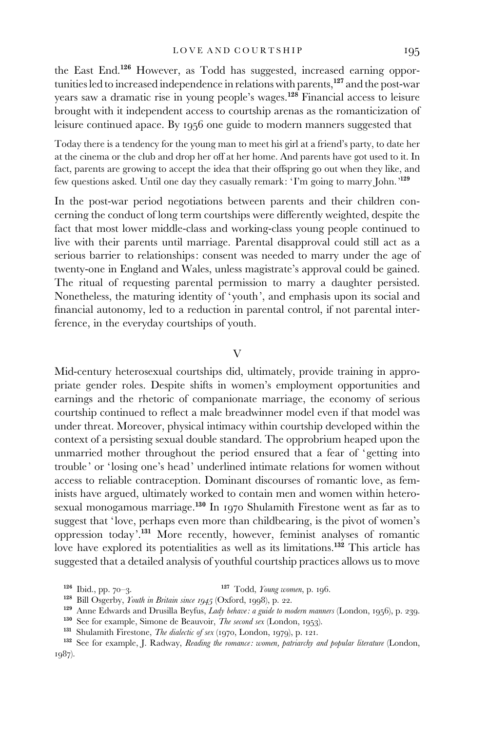the East End.[126] However, as Todd has suggested, increased earning opportunities led to increased independence in relations with parents,[127] and the post-war years saw a dramatic rise in young people's wages.[128] Financial access to leisure brought with it independent access to courtship arenas as the romanticization of leisure continued apace. By 1956 one guide to modern manners suggested that

> Today there is a tendency for the young man to meet his girl at a friend's party, to date her at the cinema or the club and drop her off at her home. And parents have got used to it. In fact, parents are growing to accept the idea that their offspring go out when they like, and few questions asked. Until one day they casually remark: 'I'm going to marry John.'[129]

In the post-war period negotiations between parents and their children concerning the conduct of long term courtships were differently weighted, despite the fact that most lower middle-class and working-class young people continued to live with their parents until marriage. Parental disapproval could still act as a serious barrier to relationships: consent was needed to marry under the age of twenty-one in England and Wales, unless magistrate's approval could be gained. The ritual of requesting parental permission to marry a daughter persisted. Nonetheless, the maturing identity of 'youth', and emphasis upon its social and financial autonomy, led to a reduction in parental control, if not parental interference, in the everyday courtships of youth.

## V

Mid-century heterosexual courtships did, ultimately, provide training in appropriate gender roles. Despite shifts in women's employment opportunities and earnings and the rhetoric of companionate marriage, the economy of serious courtship continued to reflect a male breadwinner model even if that model was under threat. Moreover, physical intimacy within courtship developed within the context of a persisting sexual double standard. The opprobrium heaped upon the unmarried mother throughout the period ensured that a fear of 'getting into trouble' or 'losing one's head' underlined intimate relations for women without access to reliable contraception. Dominant discourses of romantic love, as feminists have argued, ultimately worked to contain men and women within heterosexual monogamous marriage.[130] In 1970 Shulamith Firestone went as far as to suggest that 'love, perhaps even more than childbearing, is the pivot of women's oppression today'.[131] More recently, however, feminist analyses of romantic love have explored its potentialities as well as its limitations.[132] This article has suggested that a detailed analysis of youthful courtship practices allows us to move

---

[126] Ibid., pp. 70–3.

[127] Todd, *Young women*, p. 196.

[128] Bill Osgerby, *Youth in Britain since 1945* (Oxford, 1998), p. 22.

[129] Anne Edwards and Drusilla Beyfus, *Lady behave: a guide to modern manners* (London, 1956), p. 239.

[130] See for example, Simone de Beauvoir, *The second sex* (London, 1953).

[131] Shulamith Firestone, *The dialectic of sex* (1970, London, 1979), p. 121.

[132] See for example, J. Radway, *Reading the romance: women, patriarchy and popular literature* (London, 1987).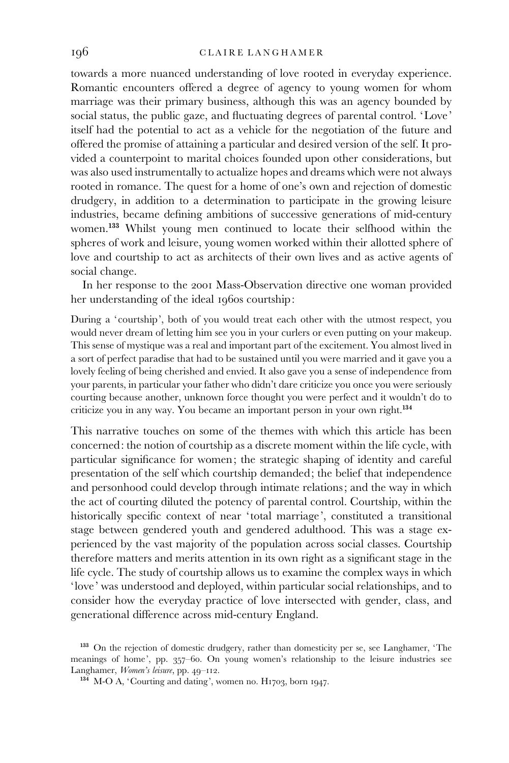towards a more nuanced understanding of love rooted in everyday experience. Romantic encounters offered a degree of agency to young women for whom marriage was their primary business, although this was an agency bounded by social status, the public gaze, and fluctuating degrees of parental control. 'Love' itself had the potential to act as a vehicle for the negotiation of the future and offered the promise of attaining a particular and desired version of the self. It provided a counterpoint to marital choices founded upon other considerations, but was also used instrumentally to actualize hopes and dreams which were not always rooted in romance. The quest for a home of one's own and rejection of domestic drudgery, in addition to a determination to participate in the growing leisure industries, became defining ambitions of successive generations of mid-century women.[133] Whilst young men continued to locate their selfhood within the spheres of work and leisure, young women worked within their allotted sphere of love and courtship to act as architects of their own lives and as active agents of social change.

In her response to the 2001 Mass-Observation directive one woman provided her understanding of the ideal 1960s courtship:

> During a 'courtship', both of you would treat each other with the utmost respect, you would never dream of letting him see you in your curlers or even putting on your makeup. This sense of mystique was a real and important part of the excitement. You almost lived in a sort of perfect paradise that had to be sustained until you were married and it gave you a lovely feeling of being cherished and envied. It also gave you a sense of independence from your parents, in particular your father who didn't dare criticize you once you were seriously courting because another, unknown force thought you were perfect and it wouldn't do to criticize you in any way. You became an important person in your own right.[134]

This narrative touches on some of the themes with which this article has been concerned: the notion of courtship as a discrete moment within the life cycle, with particular significance for women; the strategic shaping of identity and careful presentation of the self which courtship demanded; the belief that independence and personhood could develop through intimate relations; and the way in which the act of courting diluted the potency of parental control. Courtship, within the historically specific context of near 'total marriage', constituted a transitional stage between gendered youth and gendered adulthood. This was a stage experienced by the vast majority of the population across social classes. Courtship therefore matters and merits attention in its own right as a significant stage in the life cycle. The study of courtship allows us to examine the complex ways in which 'love' was understood and deployed, within particular social relationships, and to consider how the everyday practice of love intersected with gender, class, and generational difference across mid-century England.

[133] On the rejection of domestic drudgery, rather than domesticity per se, see Langhamer, 'The meanings of home', pp. 357–60. On young women's relationship to the leisure industries see Langhamer, *Women's leisure*, pp. 49–112.

[134] M-O A, 'Courting and dating', women no. H1703, born 1947.